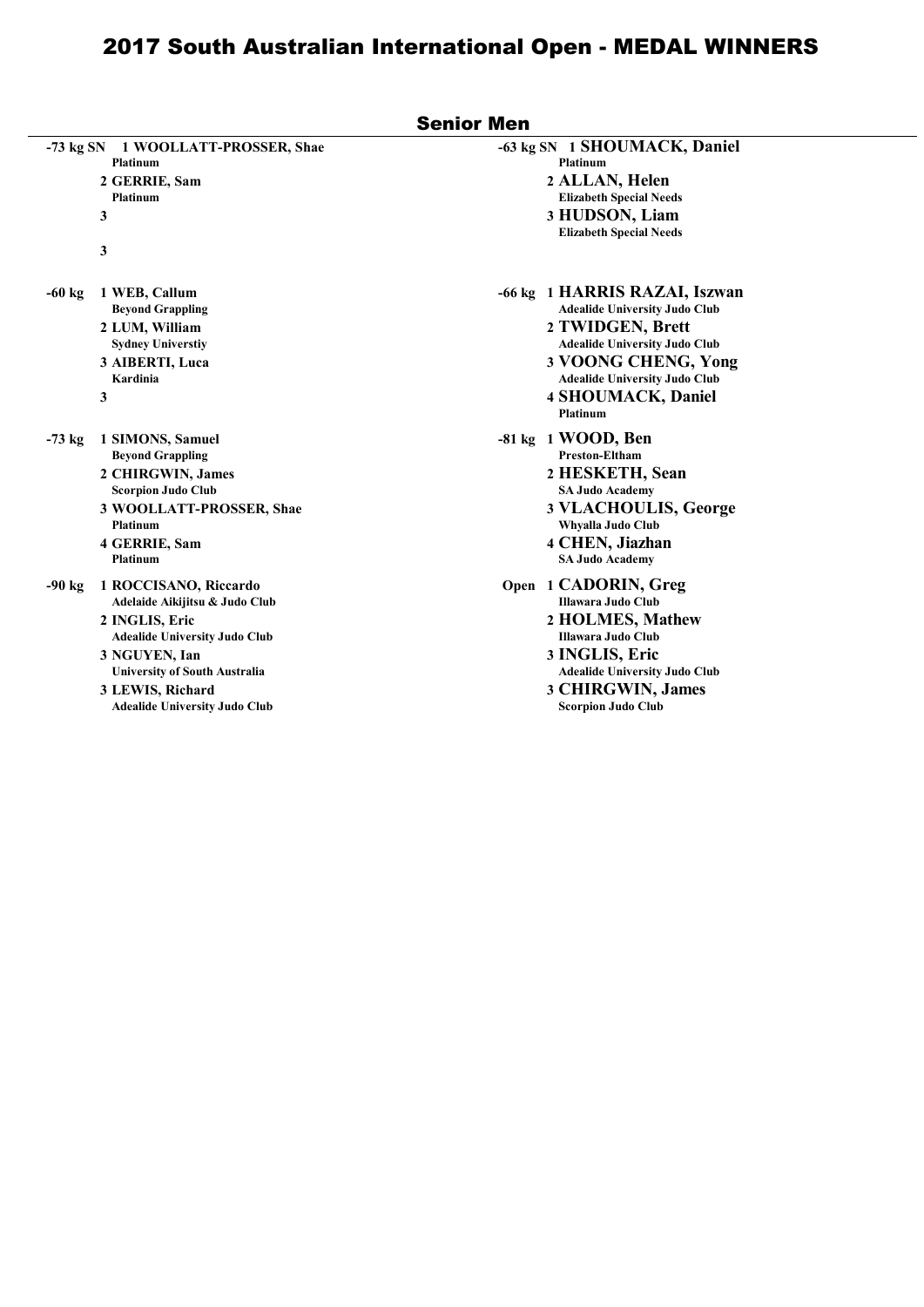# 2017 South Australian International Open - MEDAL WINNERS

## Senior Men

**-73 kg SN**
1 WOOLLATT-PROSSER, Shae
Platinum
2 GERRIE, Sam
Platinum
3
3

**-63 kg SN**
1 SHOUMACK, Daniel
Platinum
2 ALLAN, Helen
Elizabeth Special Needs
3 HUDSON, Liam
Elizabeth Special Needs

**-60 kg**
1 WEB, Callum
Beyond Grappling
2 LUM, William
Sydney Universtiy
3 AIBERTI, Luca
Kardinia
3

**-66 kg**
1 HARRIS RAZAI, Iszwan
Adealide University Judo Club
2 TWIDGEN, Brett
Adealide University Judo Club
3 VOONG CHENG, Yong
Adealide University Judo Club
4 SHOUMACK, Daniel
Platinum

**-73 kg**
1 SIMONS, Samuel
Beyond Grappling
2 CHIRGWIN, James
Scorpion Judo Club
3 WOOLLATT-PROSSER, Shae
Platinum
4 GERRIE, Sam
Platinum

**-81 kg**
1 WOOD, Ben
Preston-Eltham
2 HESKETH, Sean
SA Judo Academy
3 VLACHOULIS, George
Whyalla Judo Club
4 CHEN, Jiazhan
SA Judo Academy

**-90 kg**
1 ROCCISANO, Riccardo
Adelaide Aikijitsu & Judo Club
2 INGLIS, Eric
Adealide University Judo Club
3 NGUYEN, Ian
University of South Australia
3 LEWIS, Richard
Adealide University Judo Club

**Open**
1 CADORIN, Greg
Illawara Judo Club
2 HOLMES, Mathew
Illawara Judo Club
3 INGLIS, Eric
Adealide University Judo Club
3 CHIRGWIN, James
Scorpion Judo Club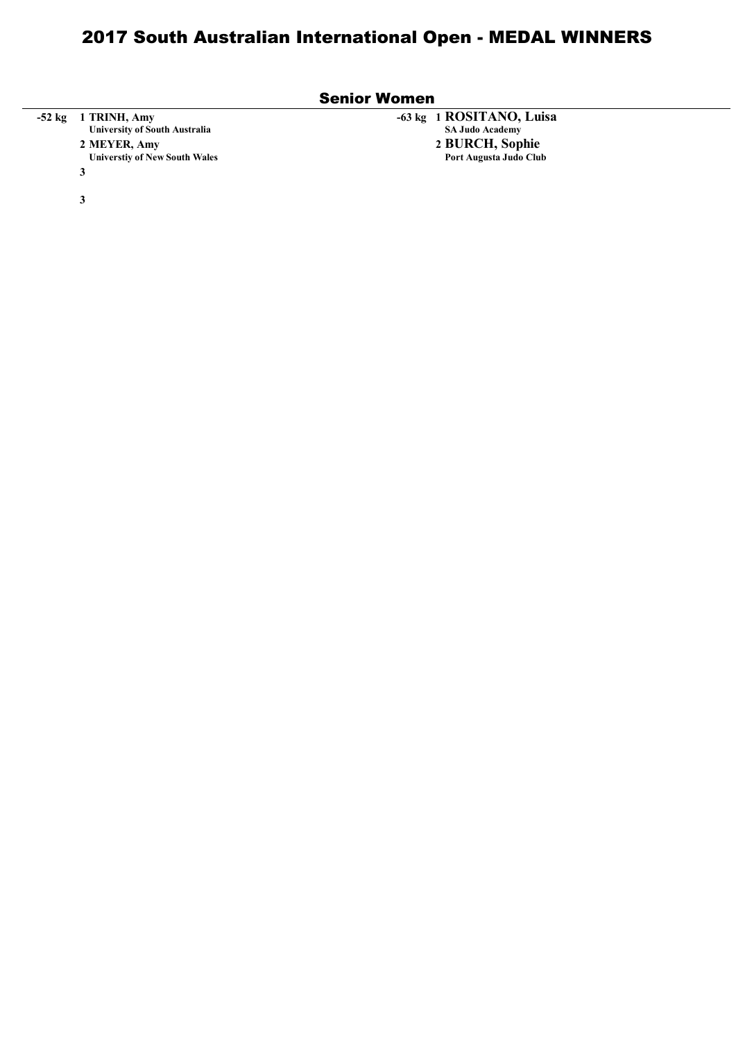# 2017 South Australian International Open - MEDAL WINNERS

## Senior Women

**-52 kg**

1 **TRINH, Amy**
**University of South Australia**

2 **MEYER, Amy**
**Universtiy of New South Wales**

3

3

**-63 kg**

1 **ROSITANO, Luisa**
**SA Judo Academy**

2 **BURCH, Sophie**
**Port Augusta Judo Club**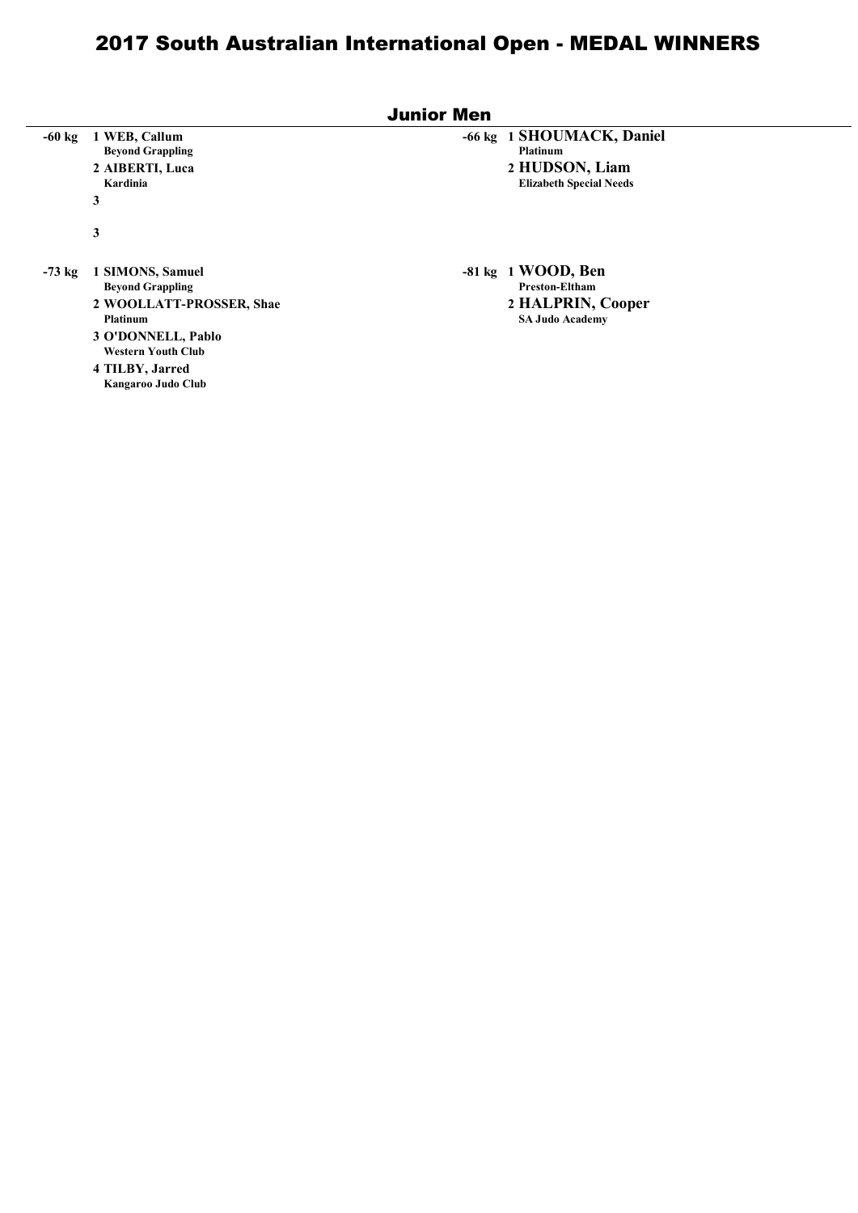# 2017 South Australian International Open - MEDAL WINNERS

## Junior Men

**-60 kg**

1 **WEB, Callum**
Beyond Grappling

2 **AIBERTI, Luca**
Kardinia

3

3

**-66 kg**

1 **SHOUMACK, Daniel**
Platinum

2 **HUDSON, Liam**
Elizabeth Special Needs

**-73 kg**

1 **SIMONS, Samuel**
Beyond Grappling

2 **WOOLLATT-PROSSER, Shae**
Platinum

3 **O'DONNELL, Pablo**
Western Youth Club

4 **TILBY, Jarred**
Kangaroo Judo Club

**-81 kg**

1 **WOOD, Ben**
Preston-Eltham

2 **HALPRIN, Cooper**
SA Judo Academy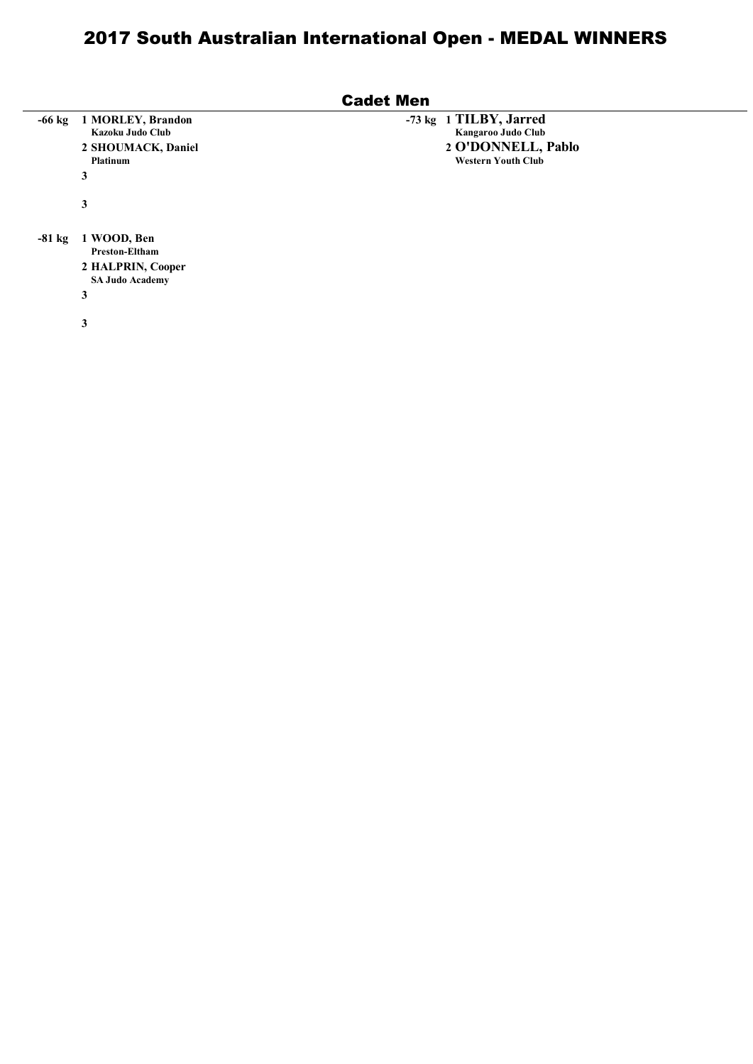# 2017 South Australian International Open - MEDAL WINNERS

## Cadet Men

**-66 kg**
1 **MORLEY, Brandon**
**Kazoku Judo Club**
2 **SHOUMACK, Daniel**
**Platinum**
3
3

**-73 kg**
1 **TILBY, Jarred**
**Kangaroo Judo Club**
2 **O'DONNELL, Pablo**
**Western Youth Club**

**-81 kg**
1 **WOOD, Ben**
**Preston-Eltham**
2 **HALPRIN, Cooper**
**SA Judo Academy**
3
3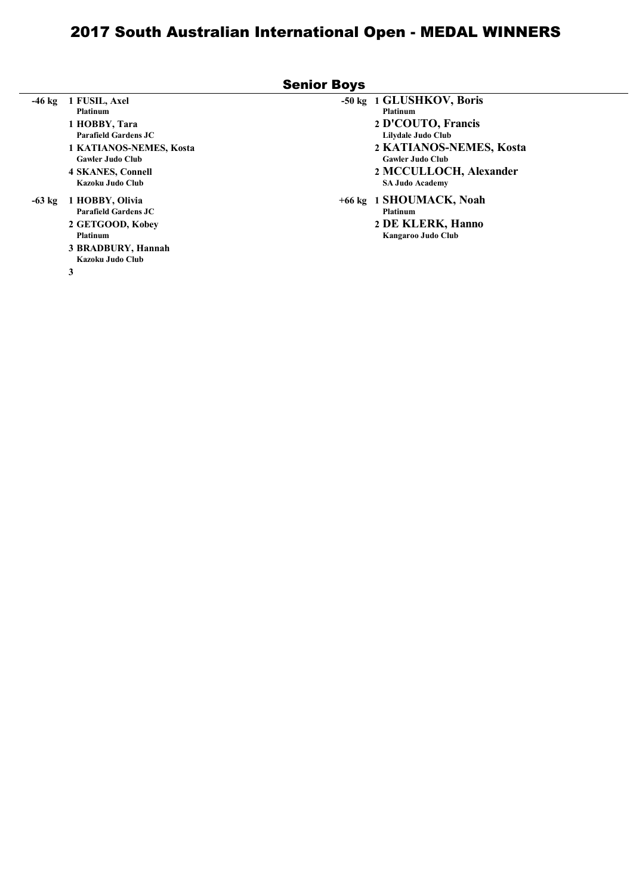# 2017 South Australian International Open - MEDAL WINNERS

## Senior Boys

**-46 kg**

1 **FUSIL, Axel**
Platinum

1 **HOBBY, Tara**
Parafield Gardens JC

1 **KATIANOS-NEMES, Kosta**
Gawler Judo Club

4 **SKANES, Connell**
Kazoku Judo Club

**-63 kg**

1 **HOBBY, Olivia**
Parafield Gardens JC

2 **GETGOOD, Kobey**
Platinum

3 **BRADBURY, Hannah**
Kazoku Judo Club

3

**-50 kg**

1 **GLUSHKOV, Boris**
Platinum

2 **D'COUTO, Francis**
Lilydale Judo Club

2 **KATIANOS-NEMES, Kosta**
Gawler Judo Club

2 **MCCULLOCH, Alexander**
SA Judo Academy

**+66 kg**

1 **SHOUMACK, Noah**
Platinum

2 **DE KLERK, Hanno**
Kangaroo Judo Club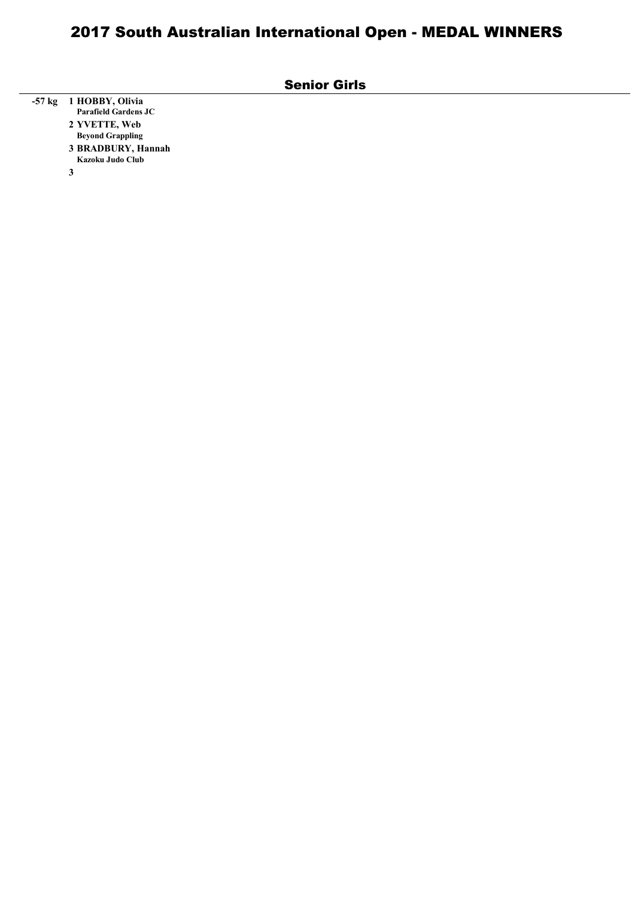# 2017 South Australian International Open - MEDAL WINNERS

## Senior Girls

**-57 kg**

1 **HOBBY, Olivia**
Parafield Gardens JC

2 **YVETTE, Web**
Beyond Grappling

3 **BRADBURY, Hannah**
Kazoku Judo Club

3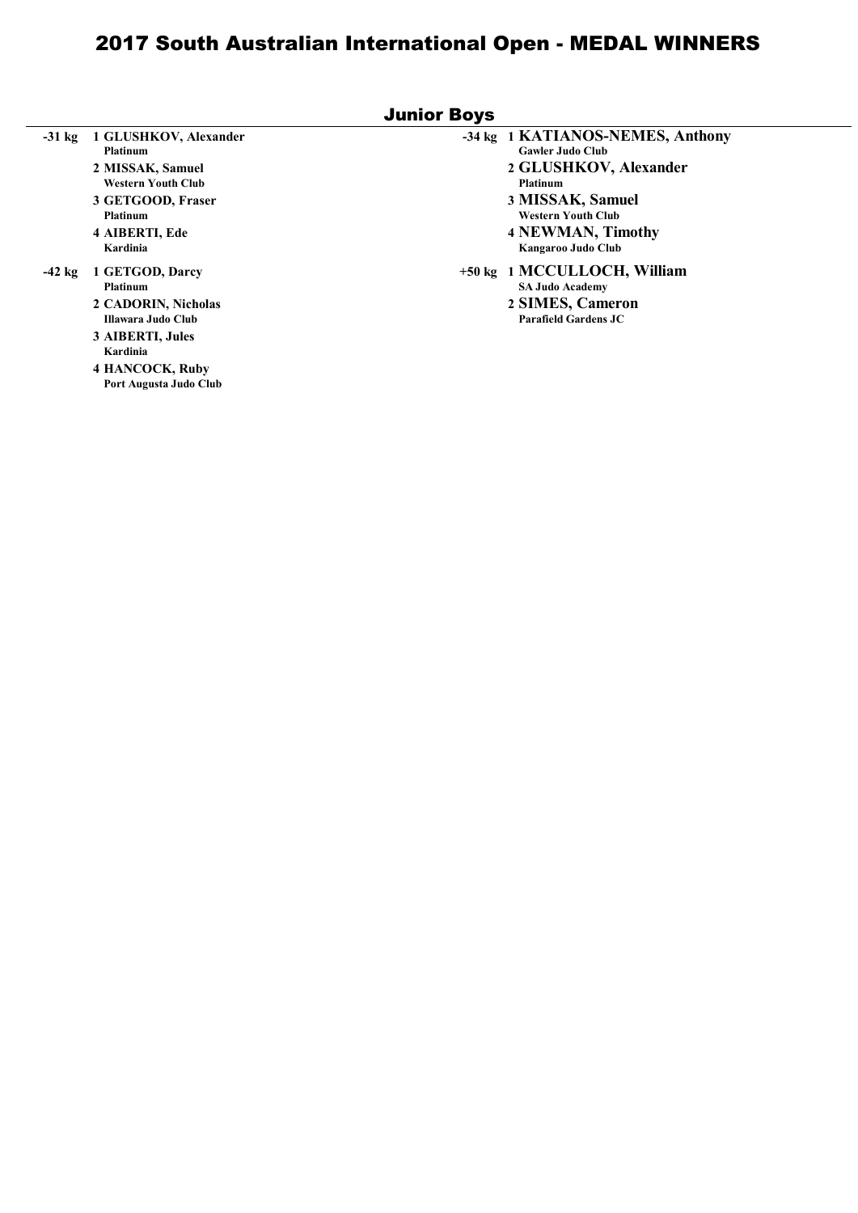# 2017 South Australian International Open - MEDAL WINNERS

## Junior Boys

**-31 kg**

1. **GLUSHKOV, Alexander** — Platinum
2. **MISSAK, Samuel** — Western Youth Club
3. **GETGOOD, Fraser** — Platinum
4. **AIBERTI, Ede** — Kardinia

**-42 kg**

1. **GETGOD, Darcy** — Platinum
2. **CADORIN, Nicholas** — Illawara Judo Club
3. **AIBERTI, Jules** — Kardinia
4. **HANCOCK, Ruby** — Port Augusta Judo Club

**-34 kg**

1. **KATIANOS-NEMES, Anthony** — Gawler Judo Club
2. **GLUSHKOV, Alexander** — Platinum
3. **MISSAK, Samuel** — Western Youth Club
4. **NEWMAN, Timothy** — Kangaroo Judo Club

**+50 kg**

1. **MCCULLOCH, William** — SA Judo Academy
2. **SIMES, Cameron** — Parafield Gardens JC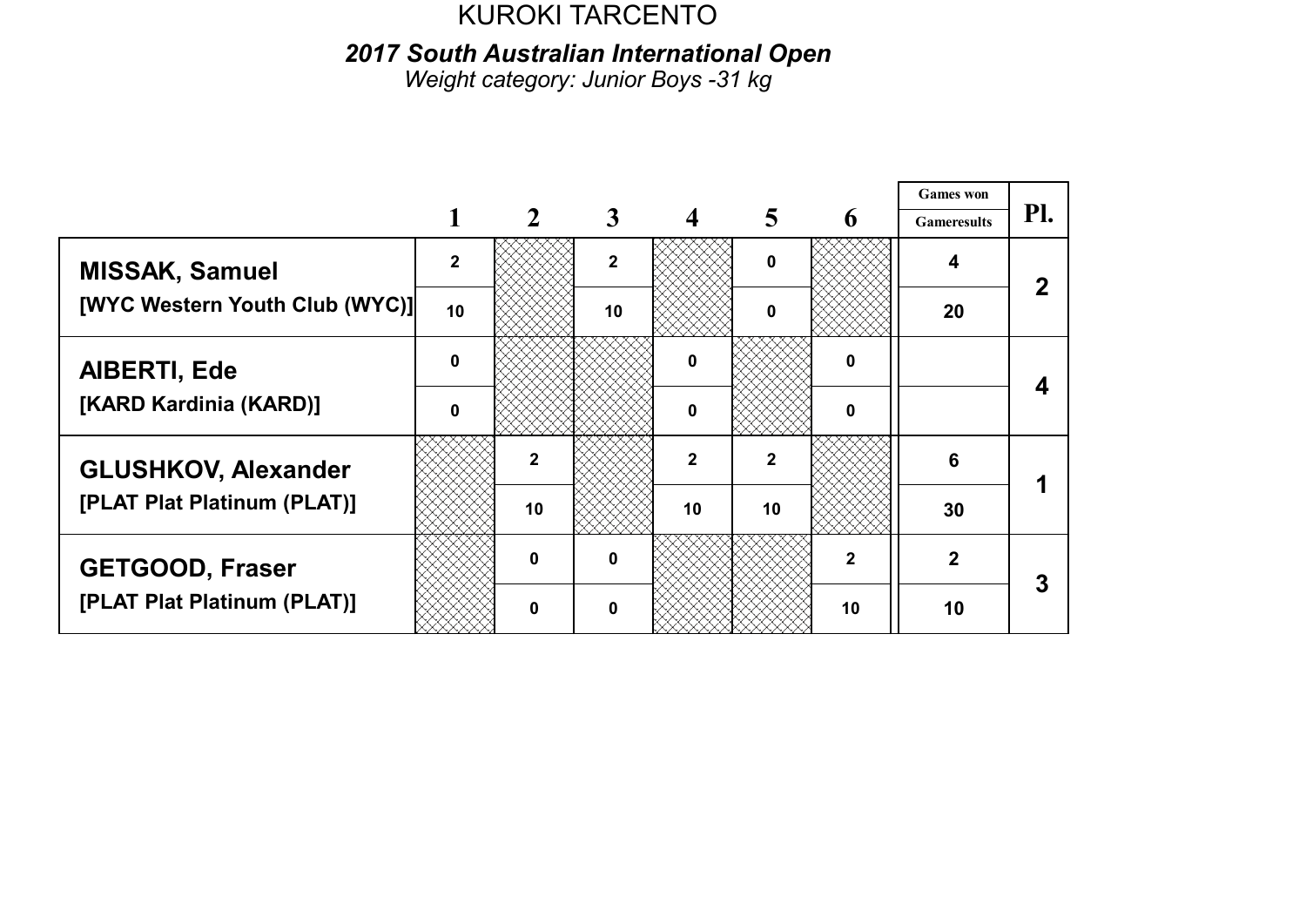KUROKI TARCENTO

## *2017 South Australian International Open*

*Weight category: Junior Boys -31 kg*

| | 1 | 2 | 3 | 4 | 5 | 6 | Games won / Gameresults | Pl. |
|---|---|---|---|---|---|---|---|---|
| **MISSAK, Samuel** | 2 | | 2 | | 0 | | 4 | 2 |
| **[WYC Western Youth Club (WYC)]** | 10 | | 10 | | 0 | | 20 | |
| **AIBERTI, Ede** | 0 | | | 0 | | 0 | | 4 |
| **[KARD Kardinia (KARD)]** | 0 | | | 0 | | 0 | | |
| **GLUSHKOV, Alexander** | | 2 | | 2 | 2 | | 6 | 1 |
| **[PLAT Plat Platinum (PLAT)]** | | 10 | | 10 | 10 | | 30 | |
| **GETGOOD, Fraser** | | 0 | 0 | | | 2 | 2 | 3 |
| **[PLAT Plat Platinum (PLAT)]** | | 0 | 0 | | | 10 | 10 | |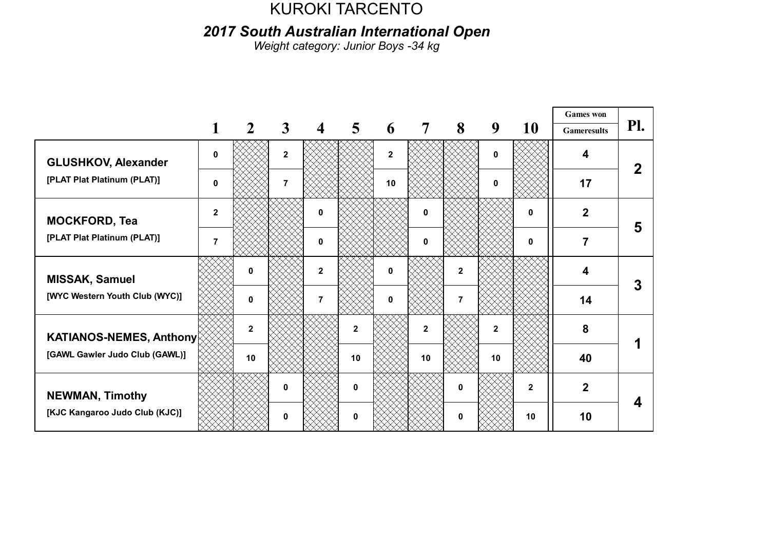# KUROKI TARCENTO

## *2017 South Australian International Open*

*Weight category: Junior Boys -34 kg*

| | 1 | 2 | 3 | 4 | 5 | 6 | 7 | 8 | 9 | 10 | Games won / Gameresults | Pl. |
|---|---|---|---|---|---|---|---|---|---|---|---|---|
| **GLUSHKOV, Alexander** | 0 | | 2 | | | 2 | | | 0 | | 4 | 2 |
| [PLAT Plat Platinum (PLAT)] | 0 | | 7 | | | 10 | | | 0 | | 17 | |
| **MOCKFORD, Tea** | 2 | | | 0 | | | 0 | | | 0 | 2 | 5 |
| [PLAT Plat Platinum (PLAT)] | 7 | | | 0 | | | 0 | | | 0 | 7 | |
| **MISSAK, Samuel** | | 0 | | 2 | | 0 | | 2 | | | 4 | 3 |
| [WYC Western Youth Club (WYC)] | | 0 | | 7 | | 0 | | 7 | | | 14 | |
| **KATIANOS-NEMES, Anthony** | | 2 | | | 2 | | 2 | | 2 | | 8 | 1 |
| [GAWL Gawler Judo Club (GAWL)] | | 10 | | | 10 | | 10 | | 10 | | 40 | |
| **NEWMAN, Timothy** | | | 0 | | 0 | | | 0 | | 2 | 2 | 4 |
| [KJC Kangaroo Judo Club (KJC)] | | | 0 | | 0 | | | 0 | | 10 | 10 | |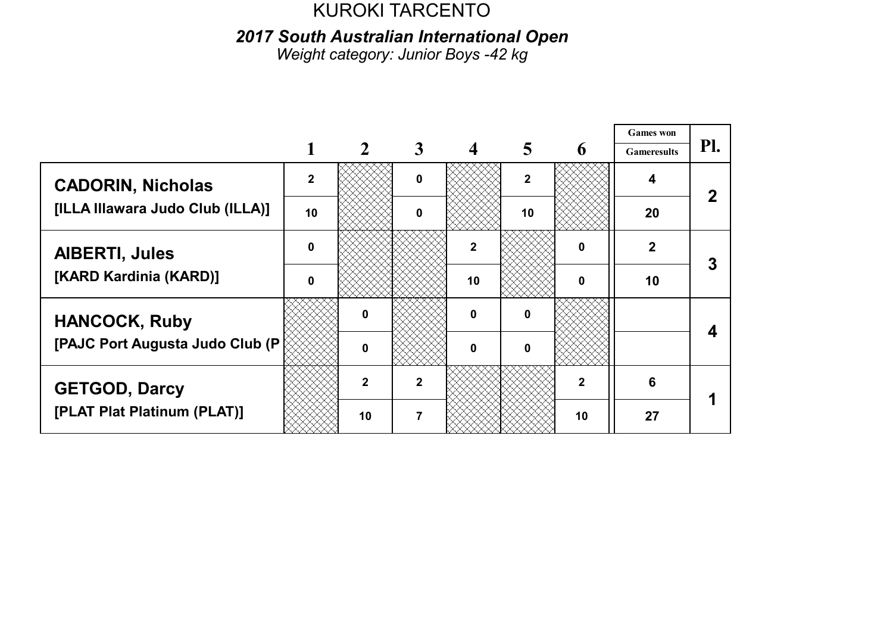KUROKI TARCENTO

### *2017 South Australian International Open*

*Weight category: Junior Boys -42 kg*

| | 1 | 2 | 3 | 4 | 5 | 6 | Games won / Gameresults | Pl. |
|---|---|---|---|---|---|---|---|---|
| **CADORIN, Nicholas** | 2 | | 0 | | 2 | | 4 | 2 |
| **[ILLA Illawara Judo Club (ILLA)]** | 10 | | 0 | | 10 | | 20 | |
| **AIBERTI, Jules** | 0 | | | 2 | | 0 | 2 | 3 |
| **[KARD Kardinia (KARD)]** | 0 | | | 10 | | 0 | 10 | |
| **HANCOCK, Ruby** | | 0 | | 0 | 0 | | | 4 |
| **[PAJC Port Augusta Judo Club (P** | | 0 | | 0 | 0 | | | |
| **GETGOD, Darcy** | | 2 | 2 | | | 2 | 6 | 1 |
| **[PLAT Plat Platinum (PLAT)]** | | 10 | 7 | | | 10 | 27 | |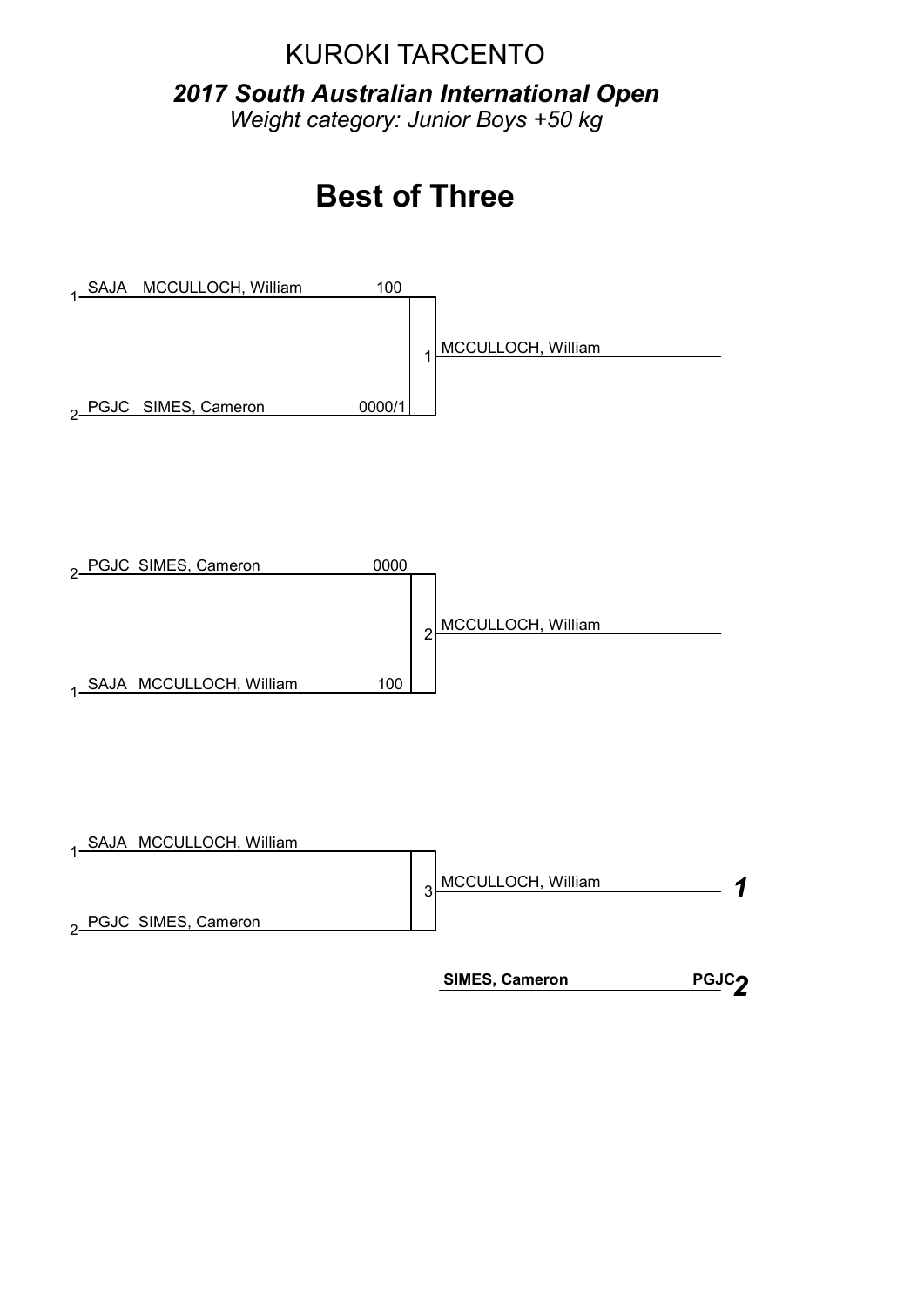KUROKI TARCENTO

***2017 South Australian International Open***

*Weight category: Junior Boys +50 kg*

# Best of Three

**Match 1**

| Seed | Club | Name | Score |
|---|---|---|---|
| 1 | SAJA | MCCULLOCH, William | 100 |
| 2 | PGJC | SIMES, Cameron | 0000/1 |

1 MCCULLOCH, William

**Match 2**

| Seed | Club | Name | Score |
|---|---|---|---|
| 2 | PGJC | SIMES, Cameron | 0000 |
| 1 | SAJA | MCCULLOCH, William | 100 |

2 MCCULLOCH, William

**Match 3**

| Seed | Club | Name |
|---|---|---|
| 1 | SAJA | MCCULLOCH, William |
| 2 | PGJC | SIMES, Cameron |

3 MCCULLOCH, William ***1***

**SIMES, Cameron** PGJC ***2***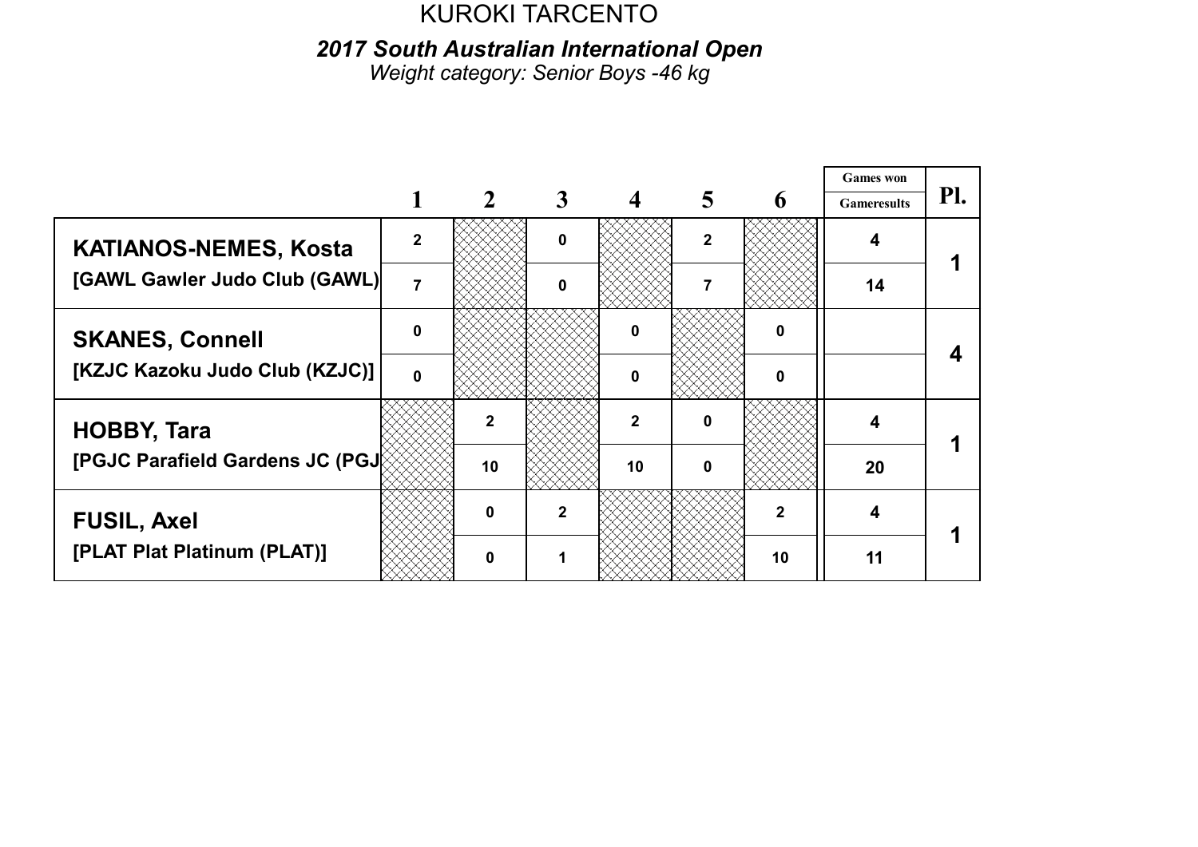KUROKI TARCENTO

### *2017 South Australian International Open*

*Weight category: Senior Boys -46 kg*

| | 1 | 2 | 3 | 4 | 5 | 6 | Games won / Gameresults | Pl. |
|---|---|---|---|---|---|---|---|---|
| **KATIANOS-NEMES, Kosta** | 2 | | 0 | | 2 | | 4 | 1 |
| **[GAWL Gawler Judo Club (GAWL)** | 7 | | 0 | | 7 | | 14 | |
| **SKANES, Connell** | 0 | | | 0 | | 0 | | 4 |
| **[KZJC Kazoku Judo Club (KZJC)]** | 0 | | | 0 | | 0 | | |
| **HOBBY, Tara** | | 2 | | 2 | 0 | | 4 | 1 |
| **[PGJC Parafield Gardens JC (PGJ** | | 10 | | 10 | 0 | | 20 | |
| **FUSIL, Axel** | | 0 | 2 | | | 2 | 4 | 1 |
| **[PLAT Plat Platinum (PLAT)]** | | 0 | 1 | | | 10 | 11 | |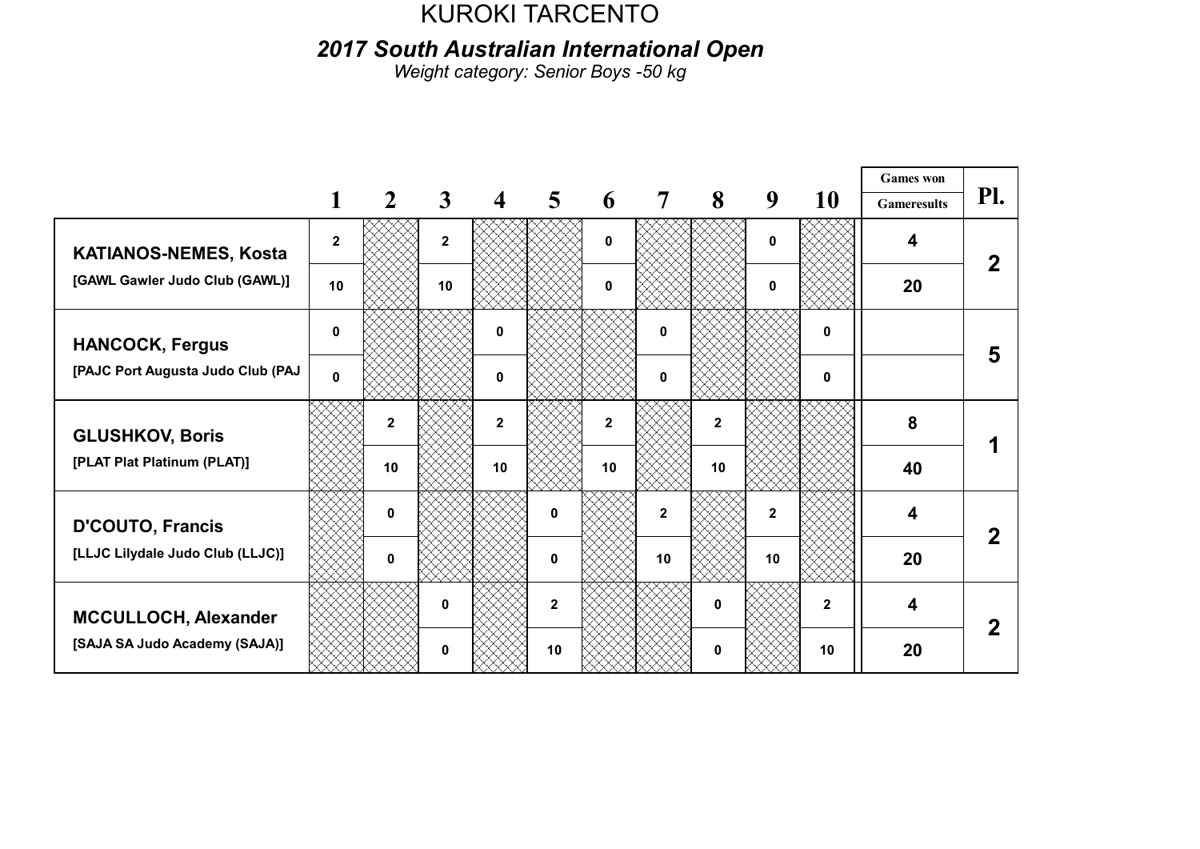# KUROKI TARCENTO

## *2017 South Australian International Open*

*Weight category: Senior Boys -50 kg*

| | 1 | 2 | 3 | 4 | 5 | 6 | 7 | 8 | 9 | 10 | Games won / Gameresults | Pl. |
|---|---|---|---|---|---|---|---|---|---|---|---|---|
| **KATIANOS-NEMES, Kosta** | 2 | | 2 | | | 0 | | | 0 | | 4 | 2 |
| [GAWL Gawler Judo Club (GAWL)] | 10 | | 10 | | | 0 | | | 0 | | 20 | |
| **HANCOCK, Fergus** | 0 | | | 0 | | | 0 | | | 0 | | 5 |
| [PAJC Port Augusta Judo Club (PAJ | 0 | | | 0 | | | 0 | | | 0 | | |
| **GLUSHKOV, Boris** | | 2 | | 2 | | 2 | | 2 | | | 8 | 1 |
| [PLAT Plat Platinum (PLAT)] | | 10 | | 10 | | 10 | | 10 | | | 40 | |
| **D'COUTO, Francis** | | 0 | | | 0 | | 2 | | 2 | | 4 | 2 |
| [LLJC Lilydale Judo Club (LLJC)] | | 0 | | | 0 | | 10 | | 10 | | 20 | |
| **MCCULLOCH, Alexander** | | | 0 | | 2 | | | 0 | | 2 | 4 | 2 |
| [SAJA SA Judo Academy (SAJA)] | | | 0 | | 10 | | | 0 | | 10 | 20 | |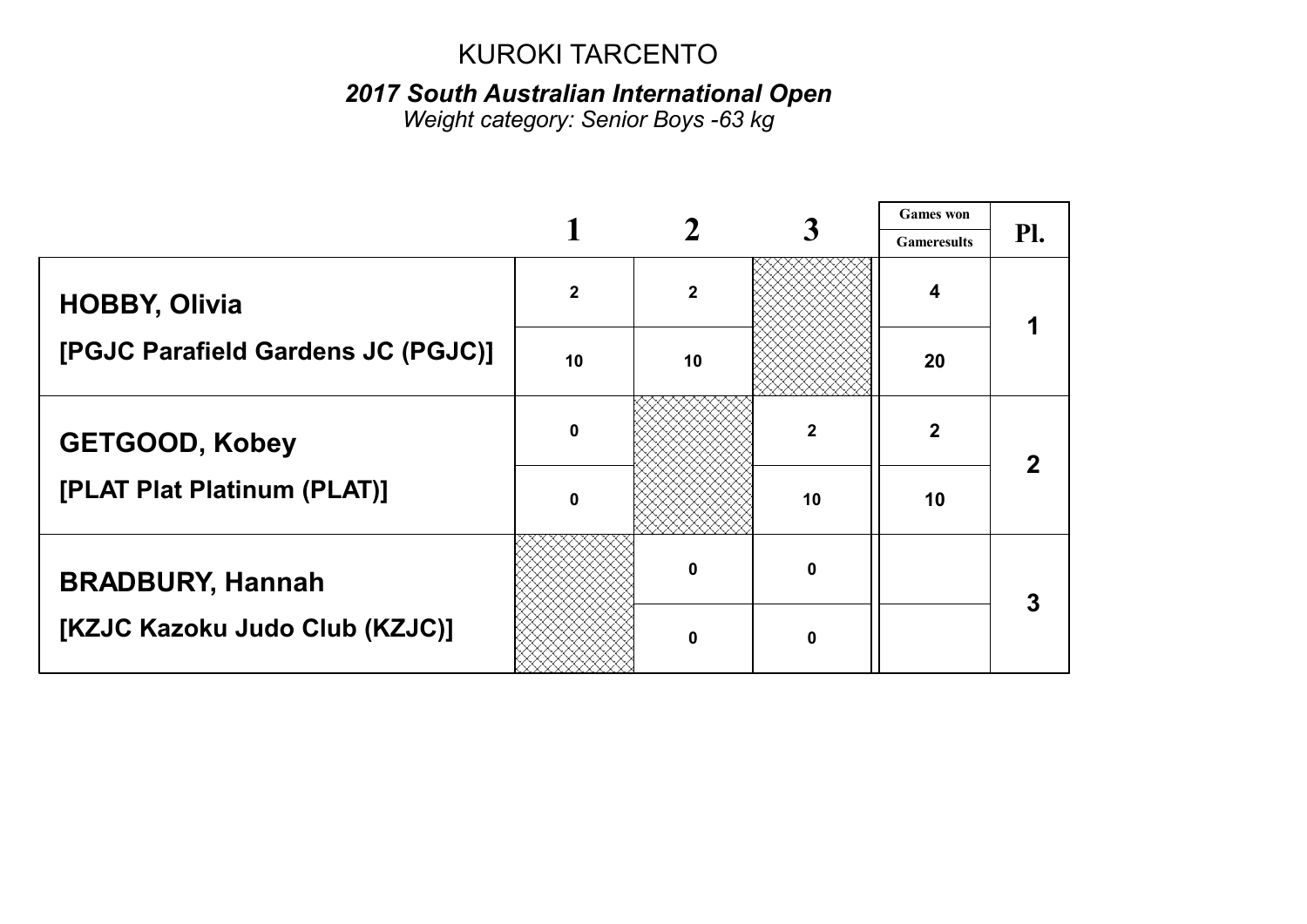KUROKI TARCENTO

***2017 South Australian International Open***

*Weight category: Senior Boys -63 kg*

| | 1 | 2 | 3 | Games won / Gameresults | Pl. |
|---|---|---|---|---|---|
| **HOBBY, Olivia** | 2 | 2 | | 4 | 1 |
| **[PGJC Parafield Gardens JC (PGJC)]** | 10 | 10 | | 20 | |
| **GETGOOD, Kobey** | 0 | | 2 | 2 | 2 |
| **[PLAT Plat Platinum (PLAT)]** | 0 | | 10 | 10 | |
| **BRADBURY, Hannah** | | 0 | 0 | | 3 |
| **[KZJC Kazoku Judo Club (KZJC)]** | | 0 | 0 | | |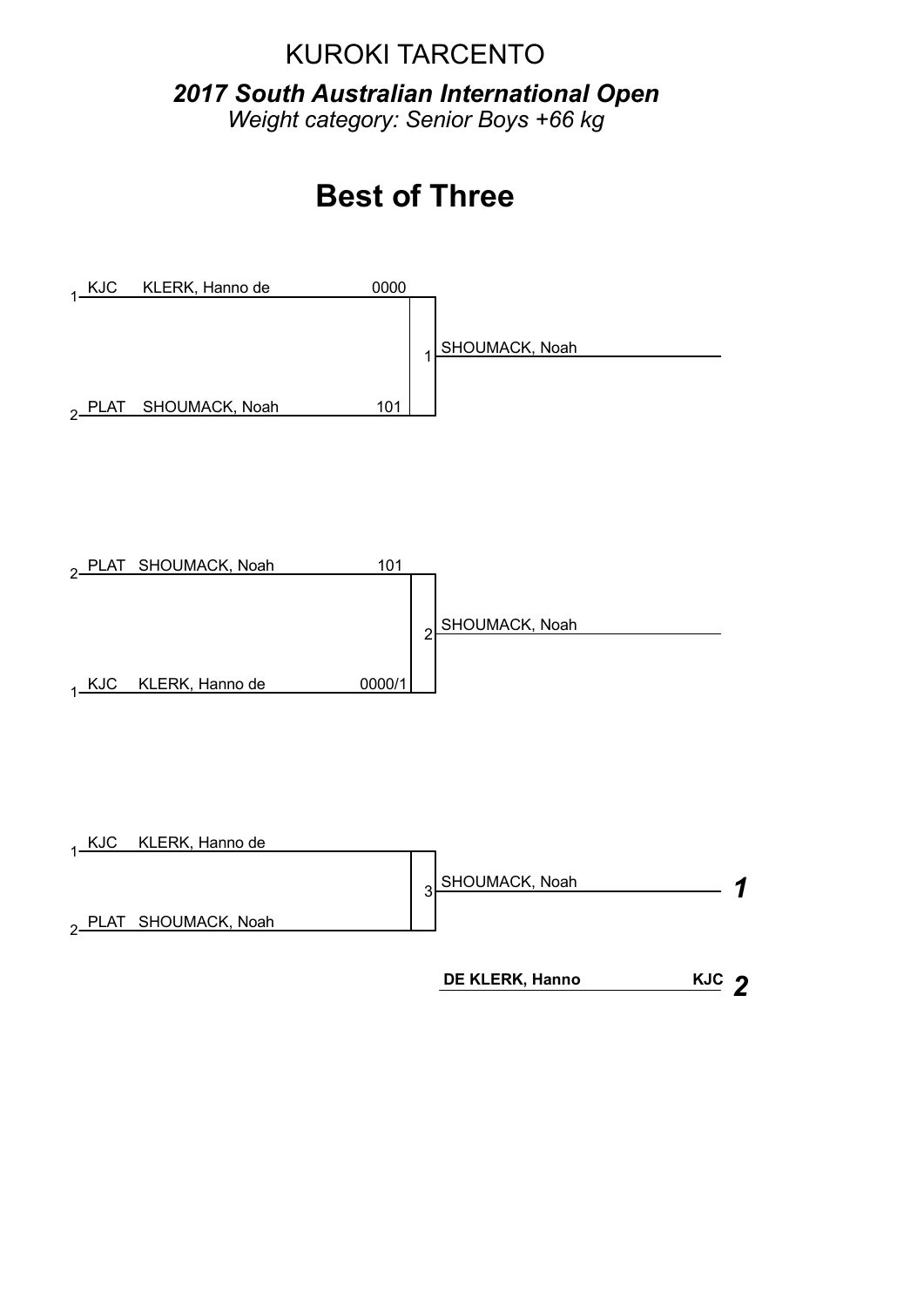KUROKI TARCENTO

***2017 South Australian International Open***

*Weight category: Senior Boys +66 kg*

# Best of Three

**Contest 1**

| No. | Club | Name | Score |
|---|---|---|---|
| 1 | KJC | KLERK, Hanno de | 0000 |
| 2 | PLAT | SHOUMACK, Noah | 101 |

1 SHOUMACK, Noah

**Contest 2**

| No. | Club | Name | Score |
|---|---|---|---|
| 2 | PLAT | SHOUMACK, Noah | 101 |
| 1 | KJC | KLERK, Hanno de | 0000/1 |

2 SHOUMACK, Noah

**Contest 3**

| No. | Club | Name |
|---|---|---|
| 1 | KJC | KLERK, Hanno de |
| 2 | PLAT | SHOUMACK, Noah |

3 SHOUMACK, Noah

**Final Placings**

| Place | Name | Club |
|---|---|---|
| ***1*** | SHOUMACK, Noah | |
| ***2*** | **DE KLERK, Hanno** | **KJC** |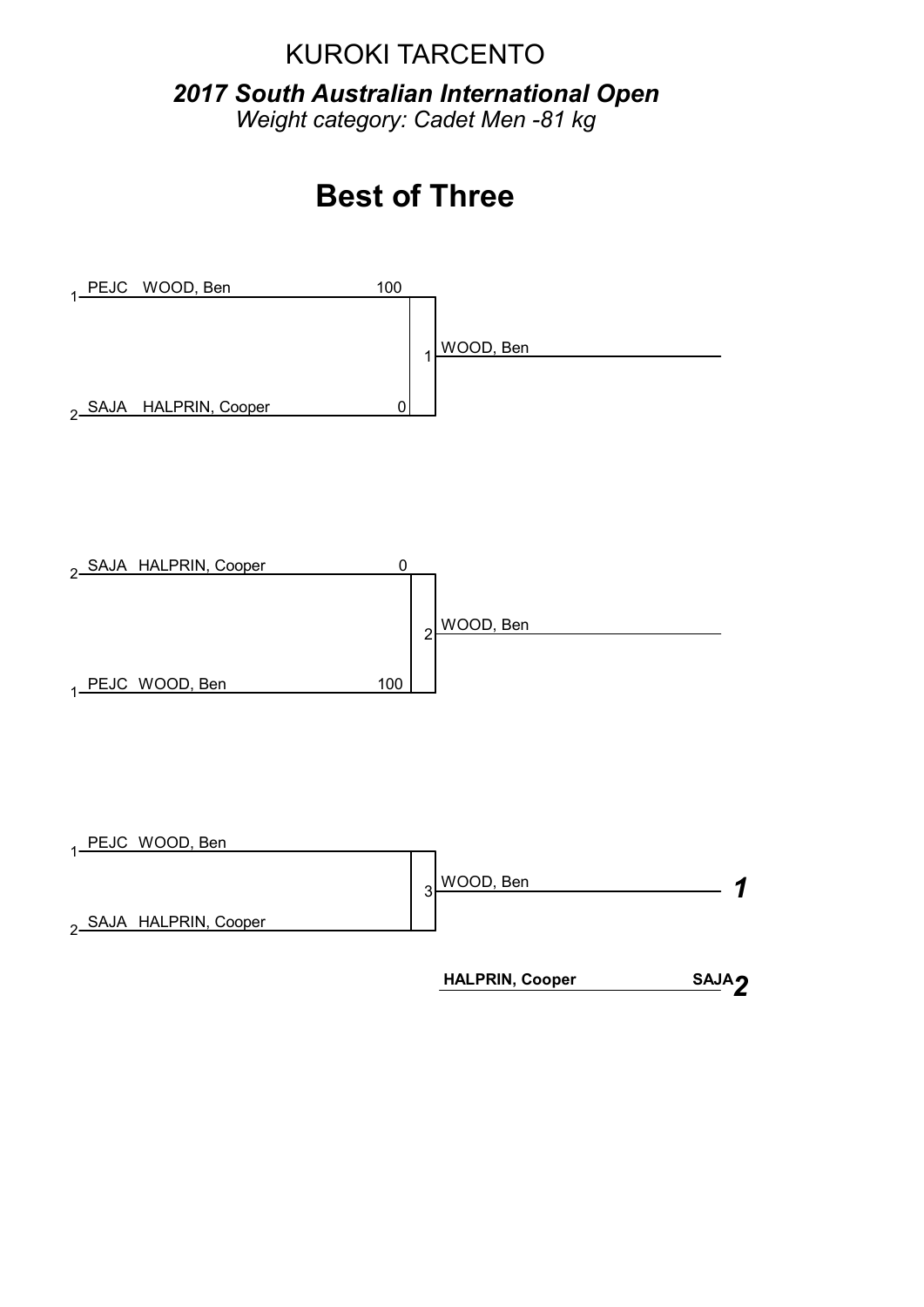KUROKI TARCENTO

***2017 South Australian International Open***

*Weight category: Cadet Men -81 kg*

# Best of Three

**Contest 1**

| Seed | Club | Name | Score |
|---|---|---|---|
| 1 | PEJC | WOOD, Ben | 100 |
| 2 | SAJA | HALPRIN, Cooper | 0 |

Winner (1): WOOD, Ben

**Contest 2**

| Seed | Club | Name | Score |
|---|---|---|---|
| 2 | SAJA | HALPRIN, Cooper | 0 |
| 1 | PEJC | WOOD, Ben | 100 |

Winner (2): WOOD, Ben

**Contest 3**

| Seed | Club | Name |
|---|---|---|
| 1 | PEJC | WOOD, Ben |
| 2 | SAJA | HALPRIN, Cooper |

Winner (3): WOOD, Ben

**Final Placings**

| Place | Name | Club |
|---|---|---|
| *1* | WOOD, Ben | |
| *2* | **HALPRIN, Cooper** | **SAJA** |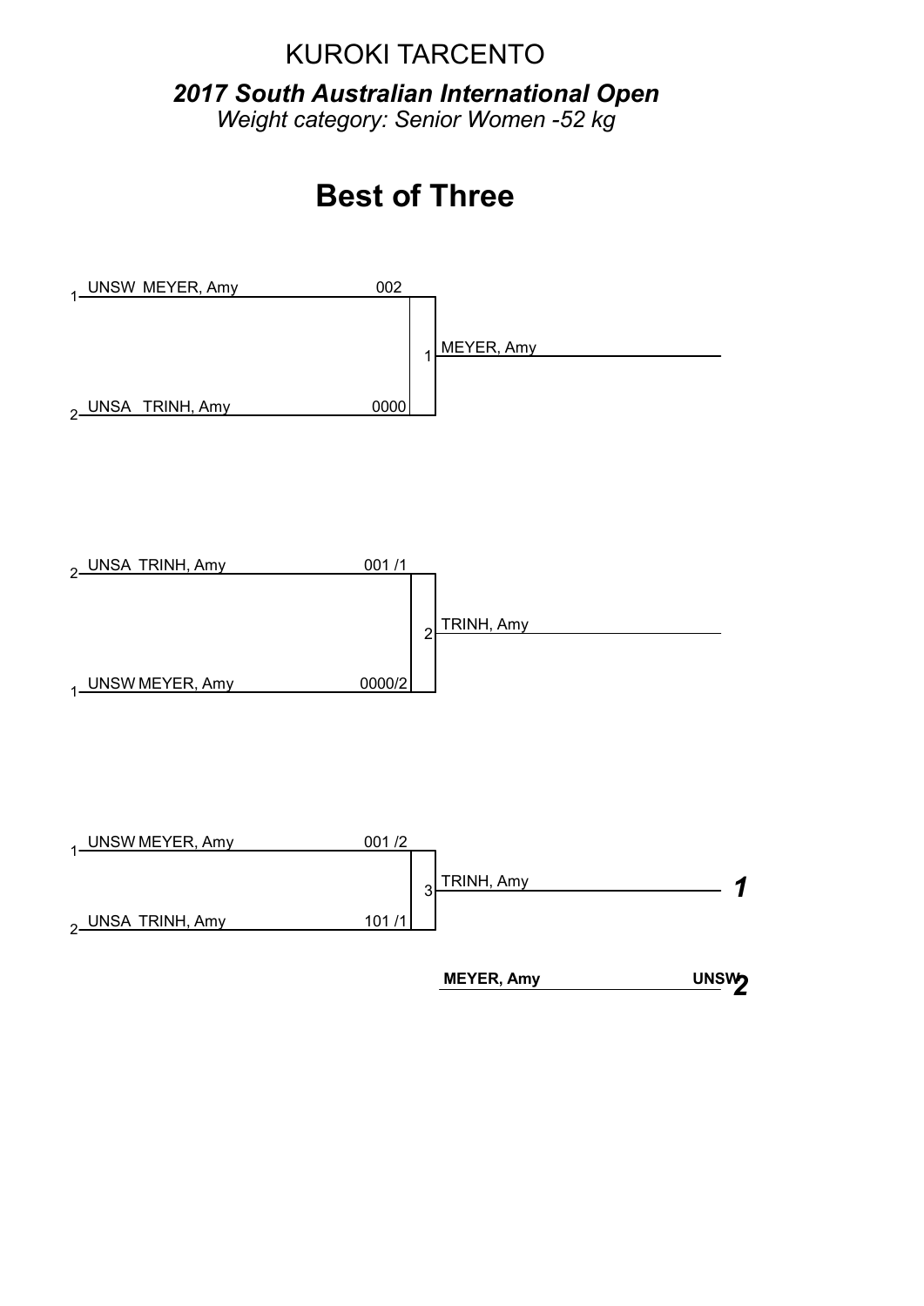# KUROKI TARCENTO

***2017 South Australian International Open***

*Weight category: Senior Women -52 kg*

## Best of Three

| Seed | Club | Name | Score | Match | Winner |
|---|---|---|---|---|---|
| 1 | UNSW | MEYER, Amy | 002 | 1 | MEYER, Amy |
| 2 | UNSA | TRINH, Amy | 0000 | | |

| Seed | Club | Name | Score | Match | Winner |
|---|---|---|---|---|---|
| 2 | UNSA | TRINH, Amy | 001 /1 | 2 | TRINH, Amy |
| 1 | UNSW | MEYER, Amy | 0000/2 | | |

| Seed | Club | Name | Score | Match | Winner |
|---|---|---|---|---|---|
| 1 | UNSW | MEYER, Amy | 001 /2 | 3 | TRINH, Amy |
| 2 | UNSA | TRINH, Amy | 101 /1 | | |

| Place | Name | Club |
|---|---|---|
| *1* | TRINH, Amy | |
| *2* | **MEYER, Amy** | **UNSW** |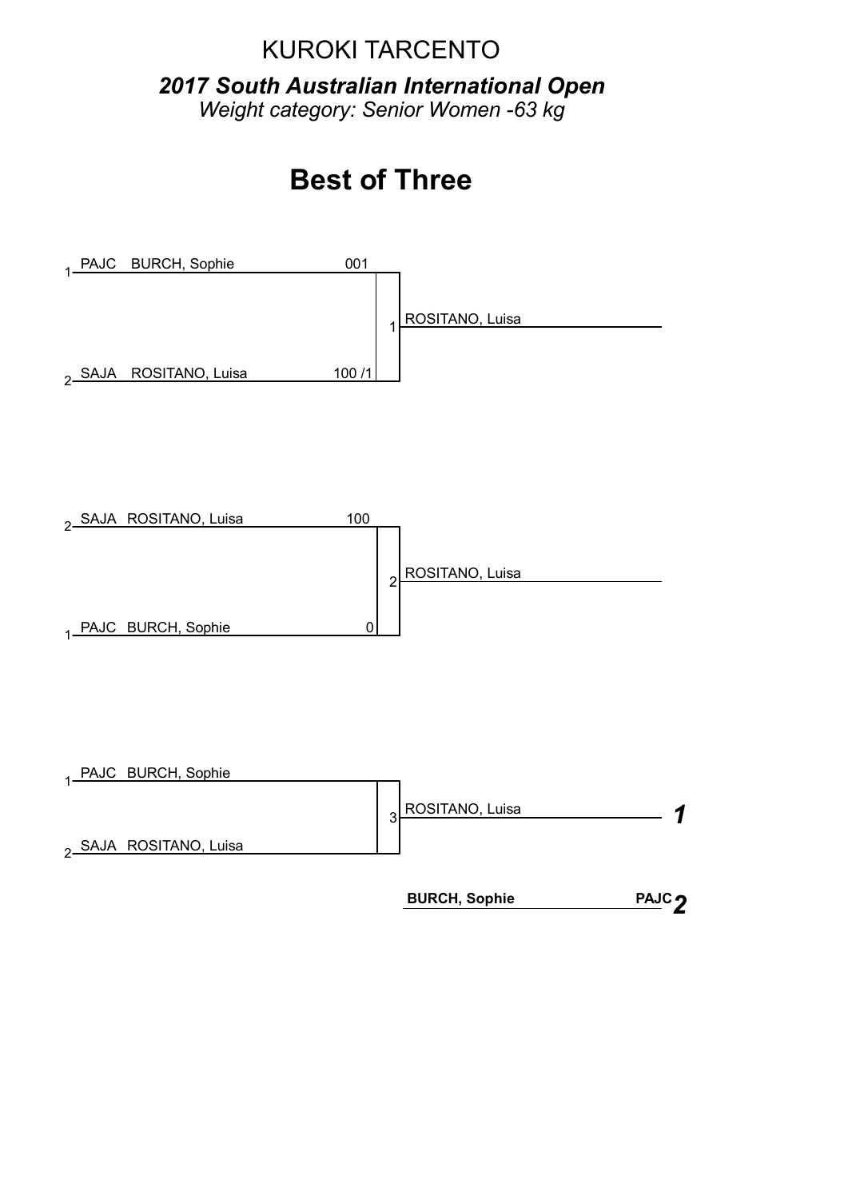KUROKI TARCENTO

***2017 South Australian International Open***

*Weight category: Senior Women -63 kg*

# Best of Three

| Seed | Club | Name | Score | Contest | Winner |
|---|---|---|---|---|---|
| 1 | PAJC | BURCH, Sophie | 001 | 1 | ROSITANO, Luisa |
| 2 | SAJA | ROSITANO, Luisa | 100 /1 | | |

| Seed | Club | Name | Score | Contest | Winner |
|---|---|---|---|---|---|
| 2 | SAJA | ROSITANO, Luisa | 100 | 2 | ROSITANO, Luisa |
| 1 | PAJC | BURCH, Sophie | 0 | | |

| Seed | Club | Name | Contest | Winner |
|---|---|---|---|---|
| 1 | PAJC | BURCH, Sophie | 3 | ROSITANO, Luisa |
| 2 | SAJA | ROSITANO, Luisa | | |

| Place | Name | Club |
|---|---|---|
| ***1*** | ROSITANO, Luisa | |
| ***2*** | **BURCH, Sophie** | **PAJC** |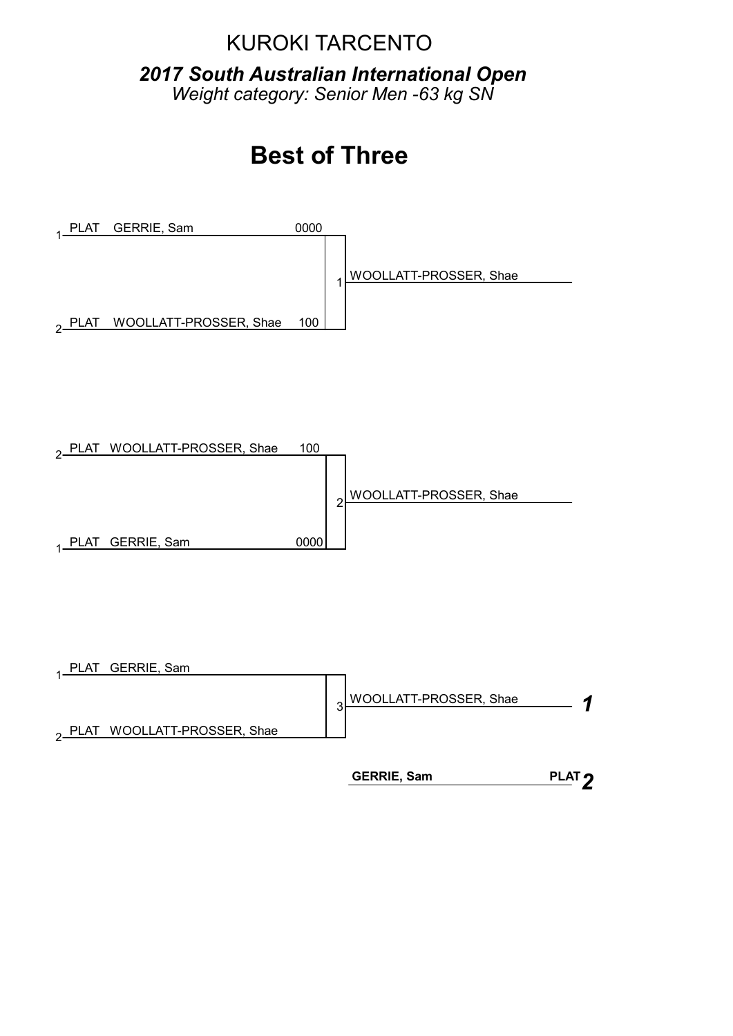KUROKI TARCENTO

***2017 South Australian International Open***

*Weight category: Senior Men -63 kg SN*

# Best of Three

| Seed | Club | Name | Score | Match | Winner |
|---|---|---|---|---|---|
| 1 | PLAT | GERRIE, Sam | 0000 | 1 | WOOLLATT-PROSSER, Shae |
| 2 | PLAT | WOOLLATT-PROSSER, Shae | 100 | | |

| Seed | Club | Name | Score | Match | Winner |
|---|---|---|---|---|---|
| 2 | PLAT | WOOLLATT-PROSSER, Shae | 100 | 2 | WOOLLATT-PROSSER, Shae |
| 1 | PLAT | GERRIE, Sam | 0000 | | |

| Seed | Club | Name | Score | Match | Winner |
|---|---|---|---|---|---|
| 1 | PLAT | GERRIE, Sam | | 3 | WOOLLATT-PROSSER, Shae |
| 2 | PLAT | WOOLLATT-PROSSER, Shae | | | |

| Place | Name | Club |
|---|---|---|
| ***1*** | WOOLLATT-PROSSER, Shae | |
| ***2*** | **GERRIE, Sam** | **PLAT** |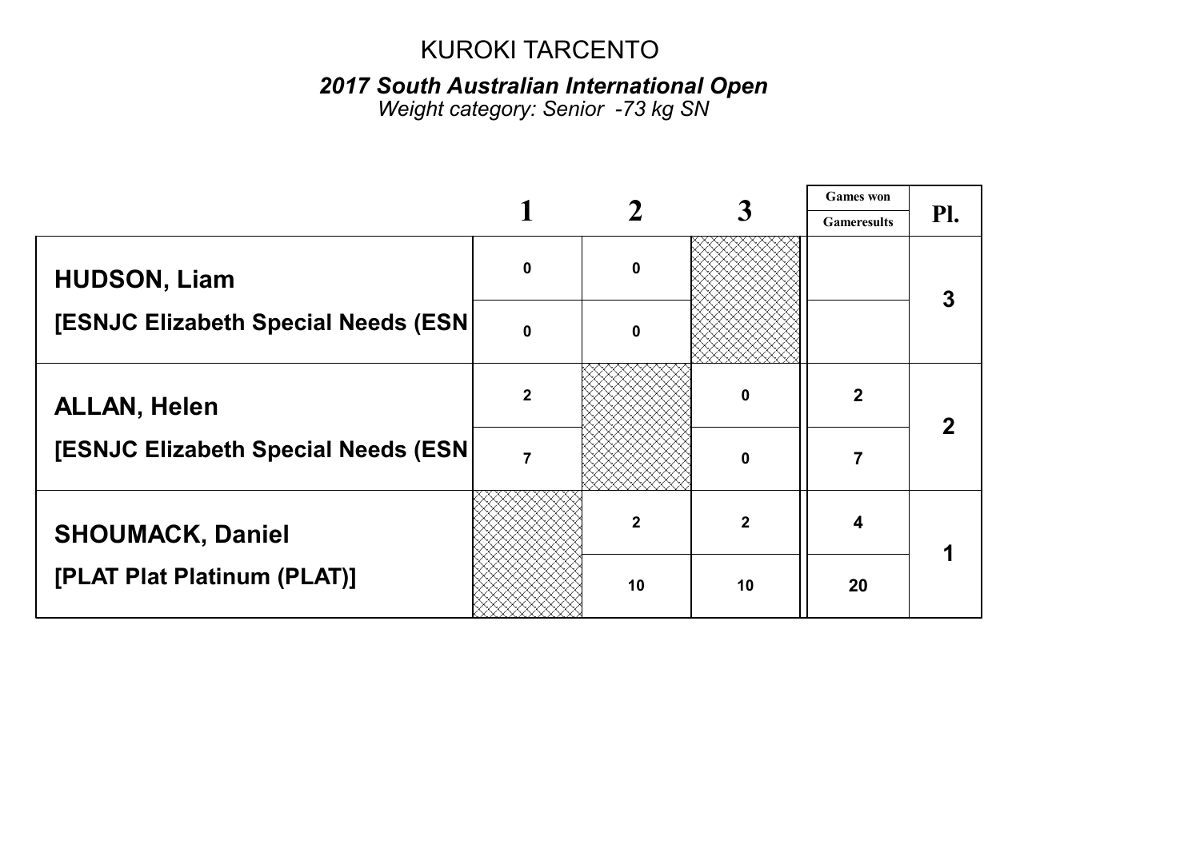# KUROKI TARCENTO

### *2017 South Australian International Open*

*Weight category: Senior -73 kg SN*

| | 1 | 2 | 3 | Games won / Gameresults | Pl. |
|---|---|---|---|---|---|
| **HUDSON, Liam** | 0 | 0 | | | 3 |
| **[ESNJC Elizabeth Special Needs (ESN** | 0 | 0 | | | |
| **ALLAN, Helen** | 2 | | 0 | 2 | 2 |
| **[ESNJC Elizabeth Special Needs (ESN** | 7 | | 0 | 7 | |
| **SHOUMACK, Daniel** | | 2 | 2 | 4 | 1 |
| **[PLAT Plat Platinum (PLAT)]** | | 10 | 10 | 20 | |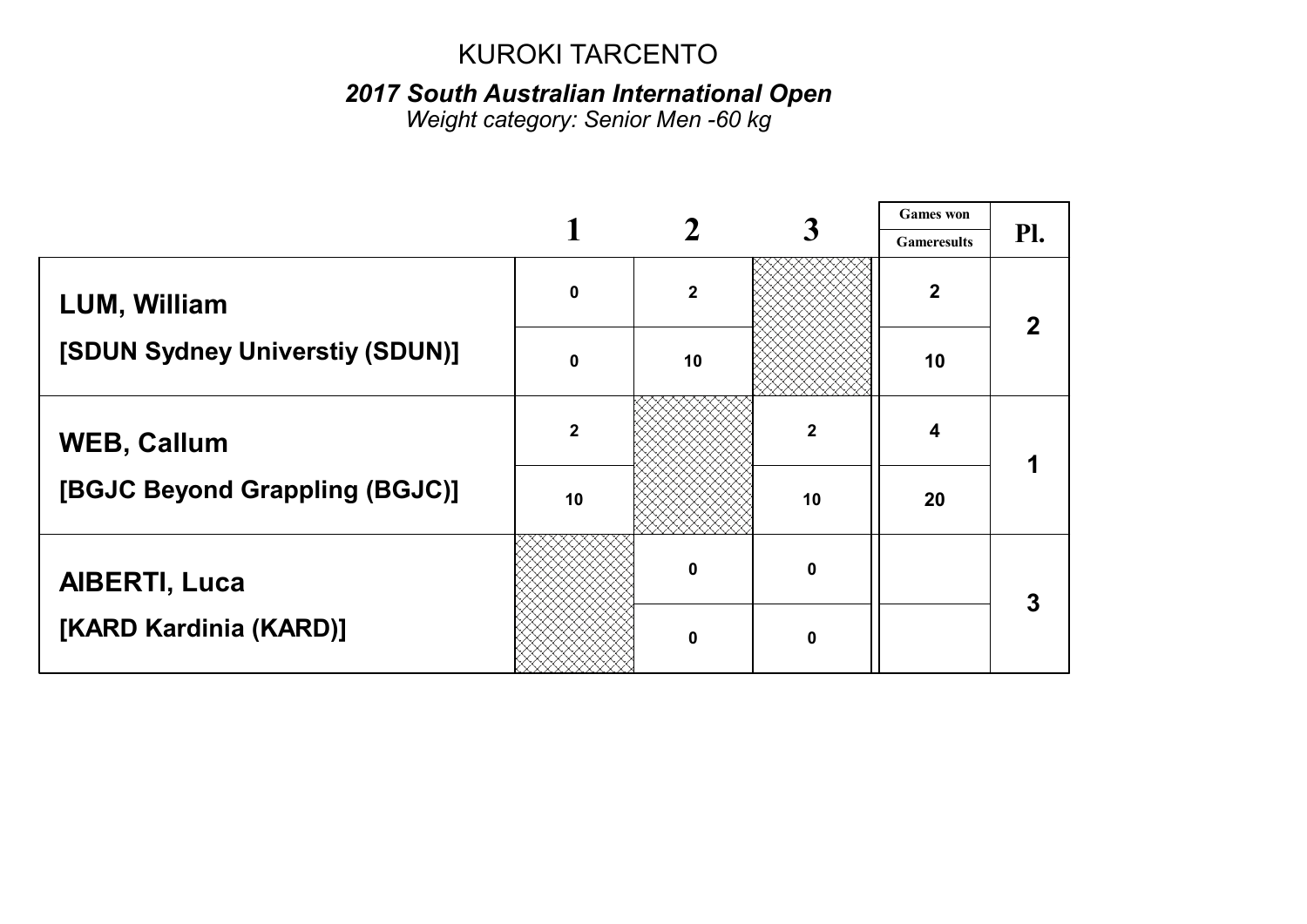KUROKI TARCENTO

***2017 South Australian International Open***

*Weight category: Senior Men -60 kg*

| | 1 | 2 | 3 | Games won / Gameresults | Pl. |
|---|---|---|---|---|---|
| **LUM, William** | 0 | 2 | | 2 | 2 |
| **[SDUN Sydney Universtiy (SDUN)]** | 0 | 10 | | 10 | |
| **WEB, Callum** | 2 | | 2 | 4 | 1 |
| **[BGJC Beyond Grappling (BGJC)]** | 10 | | 10 | 20 | |
| **AIBERTI, Luca** | | 0 | 0 | | 3 |
| **[KARD Kardinia (KARD)]** | | 0 | 0 | | |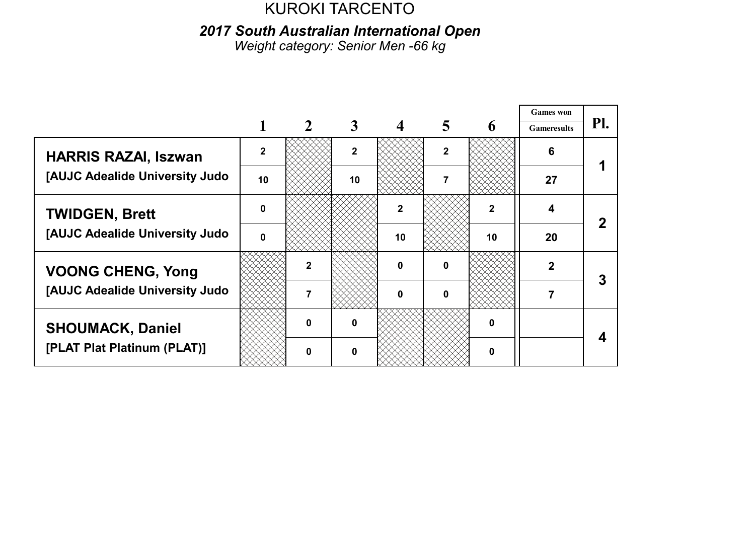KUROKI TARCENTO

## *2017 South Australian International Open*

*Weight category: Senior Men -66 kg*

| | 1 | 2 | 3 | 4 | 5 | 6 | Games won / Gameresults | Pl. |
|---|---|---|---|---|---|---|---|---|
| **HARRIS RAZAI, Iszwan** | 2 | | 2 | | 2 | | 6 | 1 |
| **[AUJC Adealide University Judo** | 10 | | 10 | | 7 | | 27 | |
| **TWIDGEN, Brett** | 0 | | | 2 | | 2 | 4 | 2 |
| **[AUJC Adealide University Judo** | 0 | | | 10 | | 10 | 20 | |
| **VOONG CHENG, Yong** | | 2 | | 0 | 0 | | 2 | 3 |
| **[AUJC Adealide University Judo** | | 7 | | 0 | 0 | | 7 | |
| **SHOUMACK, Daniel** | | 0 | 0 | | | 0 | | 4 |
| **[PLAT Plat Platinum (PLAT)]** | | 0 | 0 | | | 0 | | |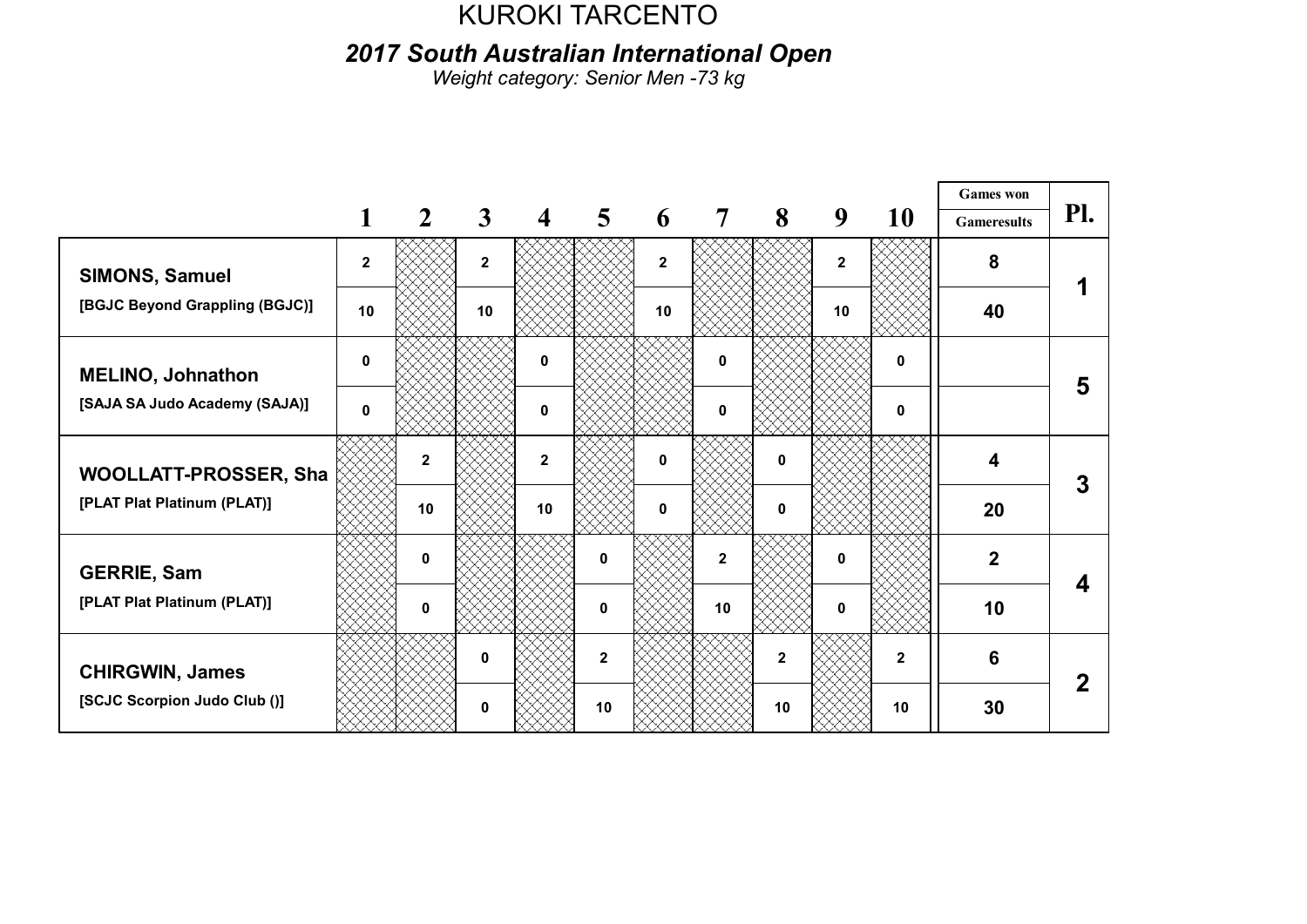# KUROKI TARCENTO

## *2017 South Australian International Open*

*Weight category: Senior Men -73 kg*

| | 1 | 2 | 3 | 4 | 5 | 6 | 7 | 8 | 9 | 10 | Games won / Gameresults | Pl. |
|---|---|---|---|---|---|---|---|---|---|---|---|---|
| **SIMONS, Samuel** | 2 | | 2 | | | 2 | | | 2 | | 8 | 1 |
| [BGJC Beyond Grappling (BGJC)] | 10 | | 10 | | | 10 | | | 10 | | 40 | |
| **MELINO, Johnathon** | 0 | | | 0 | | | 0 | | | 0 | | 5 |
| [SAJA SA Judo Academy (SAJA)] | 0 | | | 0 | | | 0 | | | 0 | | |
| **WOOLLATT-PROSSER, Sha** | | 2 | | 2 | | 0 | | 0 | | | 4 | 3 |
| [PLAT Plat Platinum (PLAT)] | | 10 | | 10 | | 0 | | 0 | | | 20 | |
| **GERRIE, Sam** | | 0 | | | 0 | | 2 | | 0 | | 2 | 4 |
| [PLAT Plat Platinum (PLAT)] | | 0 | | | 0 | | 10 | | 0 | | 10 | |
| **CHIRGWIN, James** | | | 0 | | 2 | | | 2 | | 2 | 6 | 2 |
| [SCJC Scorpion Judo Club ()] | | | 0 | | 10 | | | 10 | | 10 | 30 | |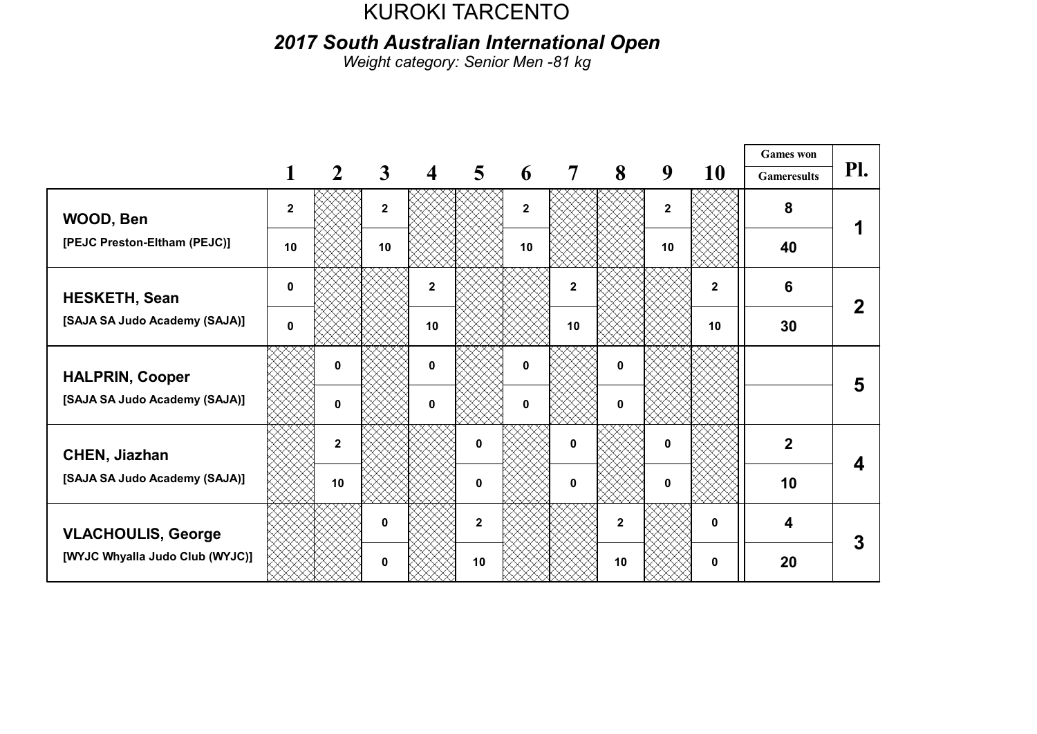KUROKI TARCENTO

## *2017 South Australian International Open*

*Weight category: Senior Men -81 kg*

| | 1 | 2 | 3 | 4 | 5 | 6 | 7 | 8 | 9 | 10 | Games won / Gameresults | Pl. |
|---|---|---|---|---|---|---|---|---|---|---|---|---|
| **WOOD, Ben** | 2 | | 2 | | | 2 | | | 2 | | 8 | 1 |
| [PEJC Preston-Eltham (PEJC)] | 10 | | 10 | | | 10 | | | 10 | | 40 | |
| **HESKETH, Sean** | 0 | | | 2 | | | 2 | | | 2 | 6 | 2 |
| [SAJA SA Judo Academy (SAJA)] | 0 | | | 10 | | | 10 | | | 10 | 30 | |
| **HALPRIN, Cooper** | | 0 | | 0 | | 0 | | 0 | | | | 5 |
| [SAJA SA Judo Academy (SAJA)] | | 0 | | 0 | | 0 | | 0 | | | | |
| **CHEN, Jiazhan** | | 2 | | | 0 | | 0 | | 0 | | 2 | 4 |
| [SAJA SA Judo Academy (SAJA)] | | 10 | | | 0 | | 0 | | 0 | | 10 | |
| **VLACHOULIS, George** | | | 0 | | 2 | | | 2 | | 0 | 4 | 3 |
| [WYJC Whyalla Judo Club (WYJC)] | | | 0 | | 10 | | | 10 | | 0 | 20 | |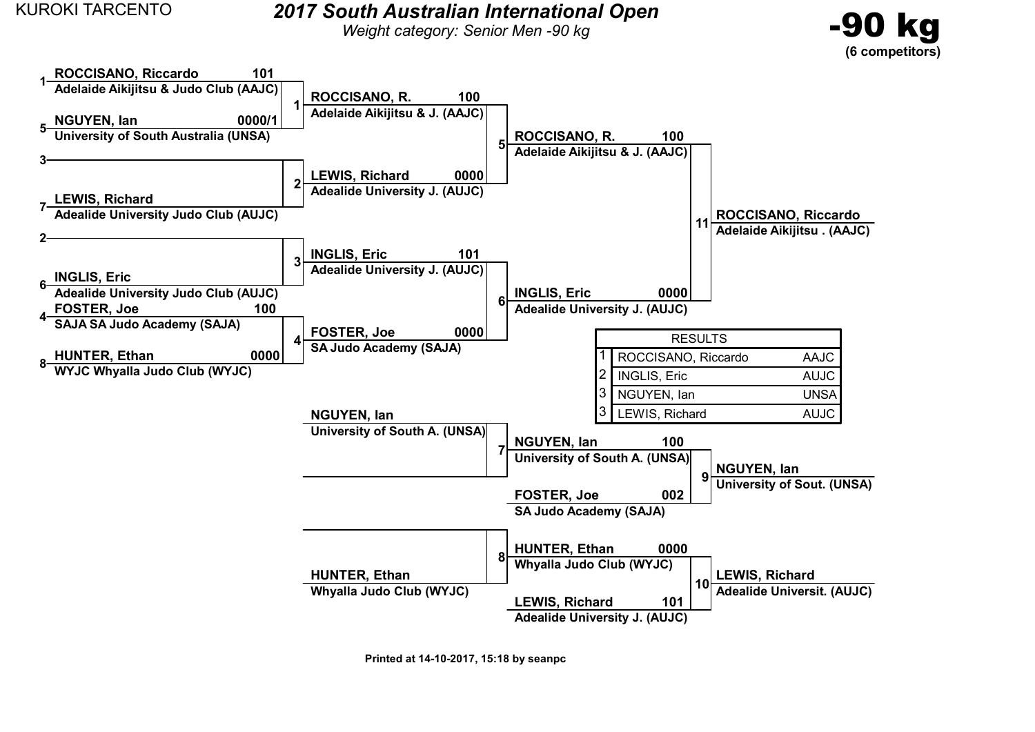KUROKI TARCENTO

# 2017 South Australian International Open

*Weight category: Senior Men -90 kg*

**-90 kg**
**(6 competitors)**

## Pool draw

| Seed | Competitor | Club | Score |
| --- | --- | --- | --- |
| 1 | ROCCISANO, Riccardo | Adelaide Aikijitsu & Judo Club (AAJC) | 101 |
| 5 | NGUYEN, Ian | University of South Australia (UNSA) | 0000/1 |
| 3 | | | |
| 7 | LEWIS, Richard | Adealide University Judo Club (AUJC) | |
| 2 | | | |
| 6 | INGLIS, Eric | Adealide University Judo Club (AUJC) | |
| 4 | FOSTER, Joe | SAJA SA Judo Academy (SAJA) | 100 |
| 8 | HUNTER, Ethan | WYJC Whyalla Judo Club (WYJC) | 0000 |

## Main bracket

| Contest | Competitor | Club | Score |
| --- | --- | --- | --- |
| 1 | ROCCISANO, R. | Adelaide Aikijitsu & J. (AAJC) | 100 |
| 2 | LEWIS, Richard | Adealide University J. (AUJC) | 0000 |
| 3 | INGLIS, Eric | Adealide University J. (AUJC) | 101 |
| 4 | FOSTER, Joe | SA Judo Academy (SAJA) | 0000 |
| 5 | ROCCISANO, R. | Adelaide Aikijitsu & J. (AAJC) | 100 |
| 6 | INGLIS, Eric | Adealide University J. (AUJC) | 0000 |
| 11 | ROCCISANO, Riccardo | Adelaide Aikijitsu . (AAJC) | |

## Repechage

| Contest | Competitor | Club | Score |
| --- | --- | --- | --- |
| 7 | NGUYEN, Ian | University of South A. (UNSA) | |
| 7 | | | |
| 8 | | | |
| 8 | HUNTER, Ethan | Whyalla Judo Club (WYJC) | |
| 9 | NGUYEN, Ian | University of South A. (UNSA) | 100 |
| 9 | FOSTER, Joe | SA Judo Academy (SAJA) | 002 |
| 10 | HUNTER, Ethan | Whyalla Judo Club (WYJC) | 0000 |
| 10 | LEWIS, Richard | Adealide University J. (AUJC) | 101 |
| Winner 9 | NGUYEN, Ian | University of Sout. (UNSA) | |
| Winner 10 | LEWIS, Richard | Adealide Universit. (AUJC) | |

## RESULTS

| Place | Name | Club |
| --- | --- | --- |
| 1 | ROCCISANO, Riccardo | AAJC |
| 2 | INGLIS, Eric | AUJC |
| 3 | NGUYEN, Ian | UNSA |
| 3 | LEWIS, Richard | AUJC |

Printed at 14-10-2017, 15:18 by seanpc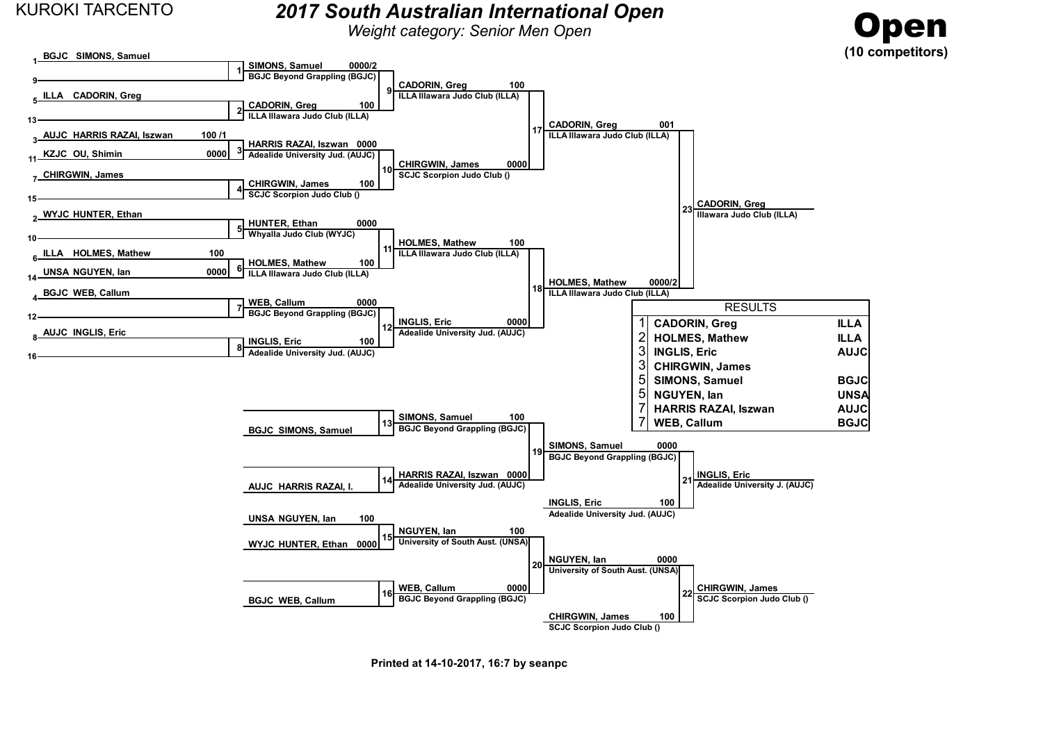KUROKI TARCENTO

# 2017 South Australian International Open

*Weight category: Senior Men Open*

# Open

**(10 competitors)**

## Main Draw

### Round 1 (seeded positions)

| Pos | Competitor | Score |
|---|---|---|
| 1 | BGJC SIMONS, Samuel | |
| 9 | | |
| 5 | ILLA CADORIN, Greg | |
| 13 | | |
| 3 | AUJC HARRIS RAZAI, Iszwan | 100 /1 |
| 11 | KZJC OU, Shimin | 0000 |
| 7 | CHIRGWIN, James | |
| 15 | | |
| 2 | WYJC HUNTER, Ethan | |
| 10 | | |
| 6 | ILLA HOLMES, Mathew | 100 |
| 14 | UNSA NGUYEN, Ian | 0000 |
| 4 | BGJC WEB, Callum | |
| 12 | | |
| 8 | AUJC INGLIS, Eric | |
| 16 | | |

### Contests 1–8

| Contest | Competitor | Club | Score |
|---|---|---|---|
| 1 | SIMONS, Samuel | BGJC Beyond Grappling (BGJC) | 0000/2 |
| 2 | CADORIN, Greg | ILLA Illawara Judo Club (ILLA) | 100 |
| 3 | HARRIS RAZAI, Iszwan | Adelaide University Jud. (AUJC) | 0000 |
| 4 | CHIRGWIN, James | SCJC Scorpion Judo Club () | 100 |
| 5 | HUNTER, Ethan | Whyalla Judo Club (WYJC) | 0000 |
| 6 | HOLMES, Mathew | ILLA Illawara Judo Club (ILLA) | 100 |
| 7 | WEB, Callum | BGJC Beyond Grappling (BGJC) | 0000 |
| 8 | INGLIS, Eric | Adelaide University Jud. (AUJC) | 100 |

### Contests 9–12

| Contest | Competitor | Club | Score |
|---|---|---|---|
| 9 | CADORIN, Greg | ILLA Illawara Judo Club (ILLA) | 100 |
| 10 | CHIRGWIN, James | SCJC Scorpion Judo Club () | 0000 |
| 11 | HOLMES, Mathew | ILLA Illawara Judo Club (ILLA) | 100 |
| 12 | INGLIS, Eric | Adelaide University Jud. (AUJC) | 0000 |

### Contests 17–18

| Contest | Competitor | Club | Score |
|---|---|---|---|
| 17 | CADORIN, Greg | ILLA Illawara Judo Club (ILLA) | 001 |
| 18 | HOLMES, Mathew | ILLA Illawara Judo Club (ILLA) | 0000/2 |

### Final (Contest 23)

CADORIN, Greg — Illawara Judo Club (ILLA)

## Repechage

| Contest | Competitor | Club | Score |
|---|---|---|---|
| 13 | BGJC SIMONS, Samuel | | |
| 13 | SIMONS, Samuel | BGJC Beyond Grappling (BGJC) | 100 |
| 14 | AUJC HARRIS RAZAI, I. | | |
| 14 | HARRIS RAZAI, Iszwan | Adelaide University Jud. (AUJC) | 0000 |
| 15 | UNSA NGUYEN, Ian | | 100 |
| 15 | WYJC HUNTER, Ethan | | 0000 |
| 15 | NGUYEN, Ian | University of South Aust. (UNSA) | 100 |
| 16 | BGJC WEB, Callum | | |
| 16 | WEB, Callum | BGJC Beyond Grappling (BGJC) | 0000 |
| 19 | SIMONS, Samuel | BGJC Beyond Grappling (BGJC) | 0000 |
| 19 | INGLIS, Eric | Adelaide University Jud. (AUJC) | 100 |
| 20 | NGUYEN, Ian | University of South Aust. (UNSA) | 0000 |
| 20 | CHIRGWIN, James | SCJC Scorpion Judo Club () | 100 |
| 21 | INGLIS, Eric | Adelaide University J. (AUJC) | |
| 22 | CHIRGWIN, James | SCJC Scorpion Judo Club () | |

## RESULTS

| Place | Name | Club |
|---|---|---|
| 1 | CADORIN, Greg | ILLA |
| 2 | HOLMES, Mathew | ILLA |
| 3 | INGLIS, Eric | AUJC |
| 3 | CHIRGWIN, James | |
| 5 | SIMONS, Samuel | BGJC |
| 5 | NGUYEN, Ian | UNSA |
| 7 | HARRIS RAZAI, Iszwan | AUJC |
| 7 | WEB, Callum | BGJC |

Printed at 14-10-2017, 16:7 by seanpc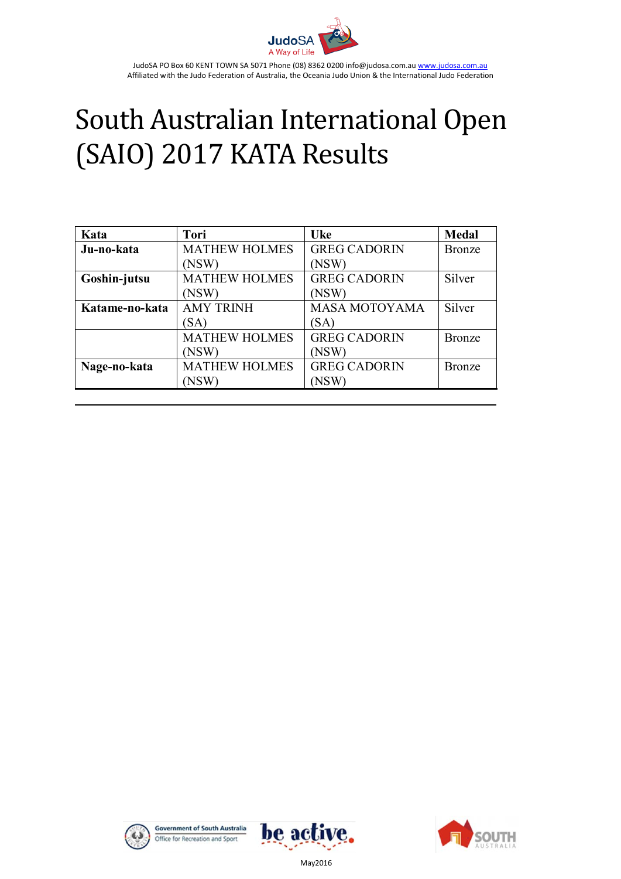JudoSA
A Way of Life

JudoSA PO Box 60 KENT TOWN SA 5071 Phone (08) 8362 0200 info@judosa.com.au www.judosa.com.au
Affiliated with the Judo Federation of Australia, the Oceania Judo Union & the International Judo Federation

# South Australian International Open (SAIO) 2017 KATA Results

| Kata | Tori | Uke | Medal |
|---|---|---|---|
| **Ju-no-kata** | MATHEW HOLMES (NSW) | GREG CADORIN (NSW) | Bronze |
| **Goshin-jutsu** | MATHEW HOLMES (NSW) | GREG CADORIN (NSW) | Silver |
| **Katame-no-kata** | AMY TRINH (SA) | MASA MOTOYAMA (SA) | Silver |
| | MATHEW HOLMES (NSW) | GREG CADORIN (NSW) | Bronze |
| **Nage-no-kata** | MATHEW HOLMES (NSW) | GREG CADORIN (NSW) | Bronze |

Government of South Australia
Office for Recreation and Sport

be active.

SOUTH AUSTRALIA

May2016